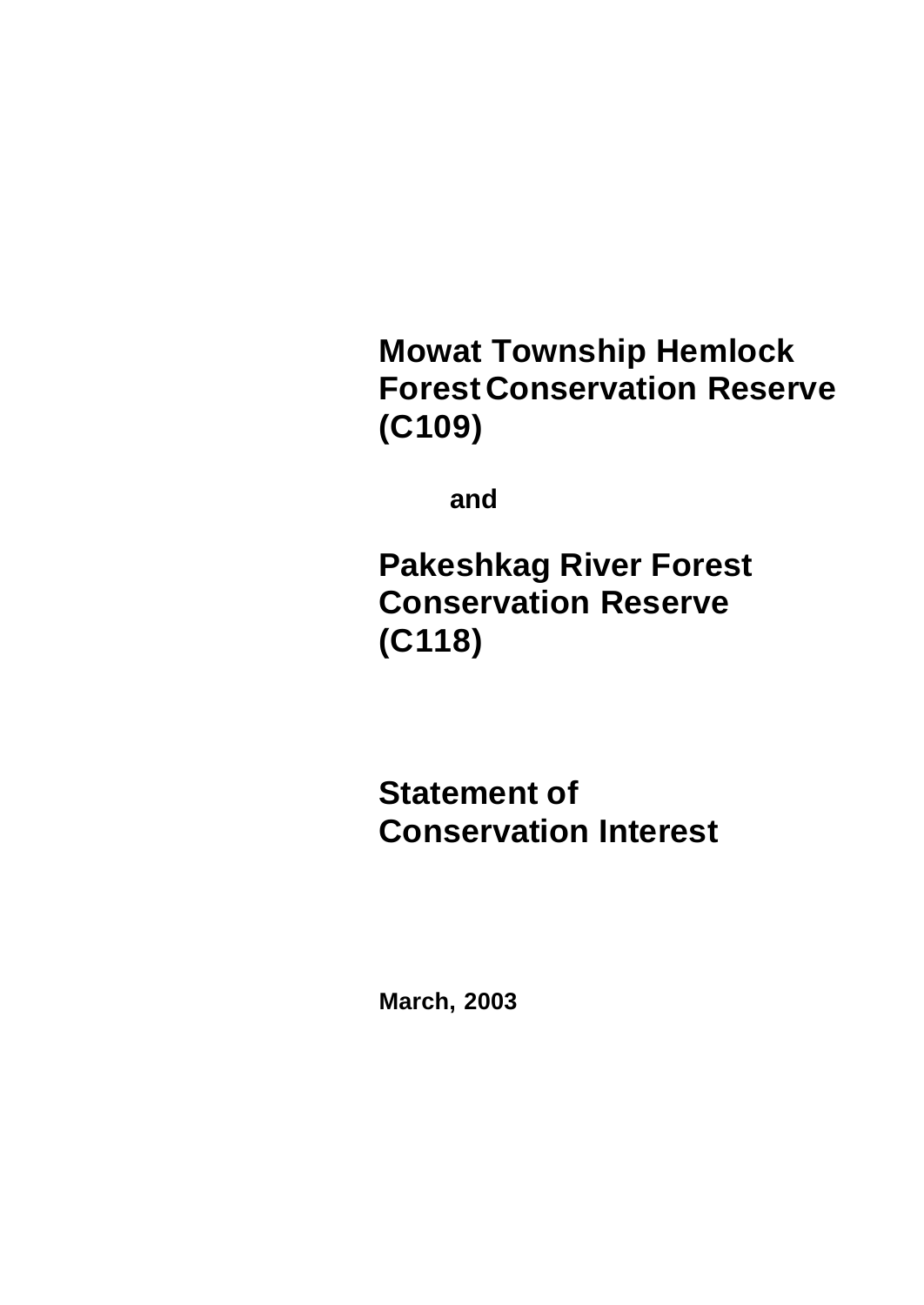# Mowat Township Hemlock Forest Conservation Reserve (C109)

**and**

# Pakeshkag River Forest Conservation Reserve (C118)

# Statement of Conservation Interest

**March, 2003**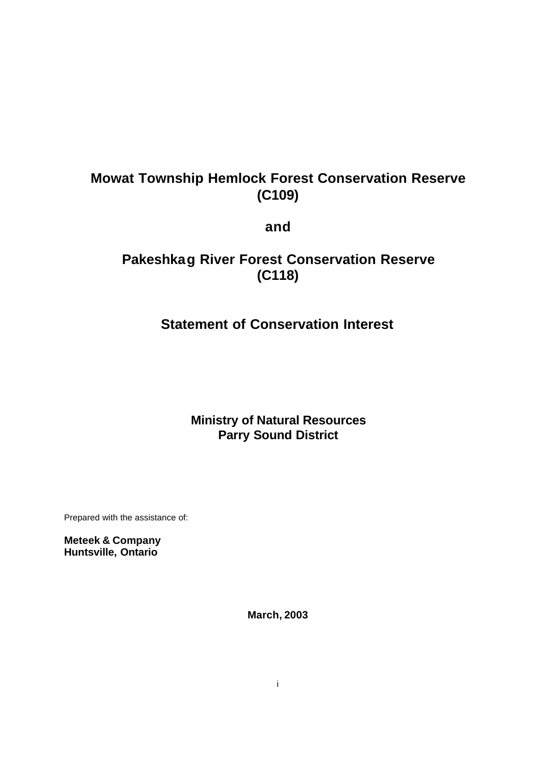# Mowat Township Hemlock Forest Conservation Reserve (C109)

**and**

# Pakeshkag River Forest Conservation Reserve (C118)

## Statement of Conservation Interest

**Ministry of Natural Resources**
**Parry Sound District**

Prepared with the assistance of:

**Meteek & Company**
**Huntsville, Ontario**

**March, 2003**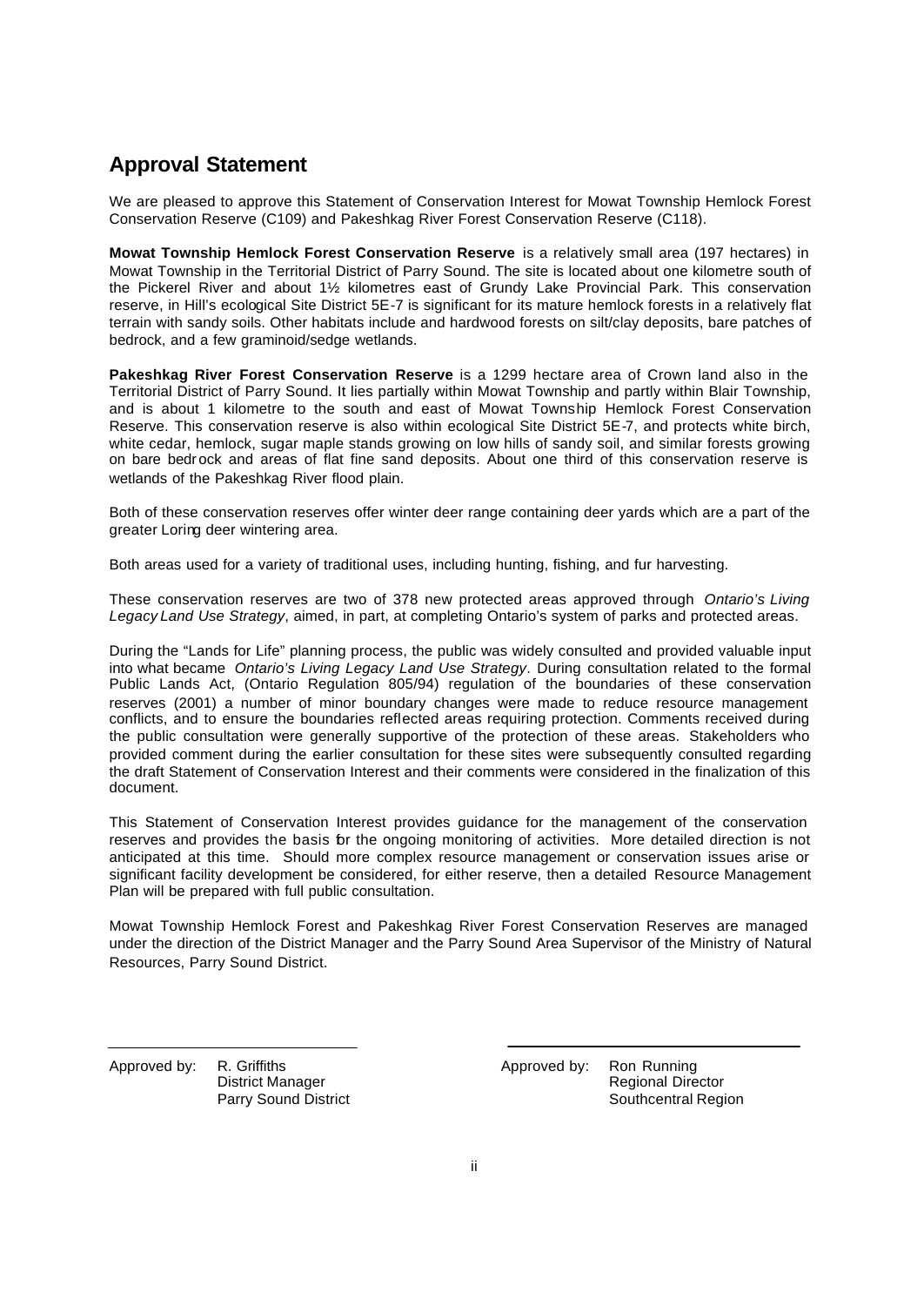## Approval Statement

We are pleased to approve this Statement of Conservation Interest for Mowat Township Hemlock Forest Conservation Reserve (C109) and Pakeshkag River Forest Conservation Reserve (C118).

**Mowat Township Hemlock Forest Conservation Reserve** is a relatively small area (197 hectares) in Mowat Township in the Territorial District of Parry Sound. The site is located about one kilometre south of the Pickerel River and about 1½ kilometres east of Grundy Lake Provincial Park. This conservation reserve, in Hill's ecological Site District 5E-7 is significant for its mature hemlock forests in a relatively flat terrain with sandy soils. Other habitats include and hardwood forests on silt/clay deposits, bare patches of bedrock, and a few graminoid/sedge wetlands.

**Pakeshkag River Forest Conservation Reserve** is a 1299 hectare area of Crown land also in the Territorial District of Parry Sound. It lies partially within Mowat Township and partly within Blair Township, and is about 1 kilometre to the south and east of Mowat Township Hemlock Forest Conservation Reserve. This conservation reserve is also within ecological Site District 5E-7, and protects white birch, white cedar, hemlock, sugar maple stands growing on low hills of sandy soil, and similar forests growing on bare bedrock and areas of flat fine sand deposits. About one third of this conservation reserve is wetlands of the Pakeshkag River flood plain.

Both of these conservation reserves offer winter deer range containing deer yards which are a part of the greater Loring deer wintering area.

Both areas used for a variety of traditional uses, including hunting, fishing, and fur harvesting.

These conservation reserves are two of 378 new protected areas approved through *Ontario's Living Legacy Land Use Strategy*, aimed, in part, at completing Ontario's system of parks and protected areas.

During the "Lands for Life" planning process, the public was widely consulted and provided valuable input into what became *Ontario's Living Legacy Land Use Strategy*. During consultation related to the formal Public Lands Act, (Ontario Regulation 805/94) regulation of the boundaries of these conservation reserves (2001) a number of minor boundary changes were made to reduce resource management conflicts, and to ensure the boundaries reflected areas requiring protection. Comments received during the public consultation were generally supportive of the protection of these areas. Stakeholders who provided comment during the earlier consultation for these sites were subsequently consulted regarding the draft Statement of Conservation Interest and their comments were considered in the finalization of this document.

This Statement of Conservation Interest provides guidance for the management of the conservation reserves and provides the basis for the ongoing monitoring of activities. More detailed direction is not anticipated at this time. Should more complex resource management or conservation issues arise or significant facility development be considered, for either reserve, then a detailed Resource Management Plan will be prepared with full public consultation.

Mowat Township Hemlock Forest and Pakeshkag River Forest Conservation Reserves are managed under the direction of the District Manager and the Parry Sound Area Supervisor of the Ministry of Natural Resources, Parry Sound District.

Approved by: R. Griffiths
District Manager
Parry Sound District

Approved by: Ron Running
Regional Director
Southcentral Region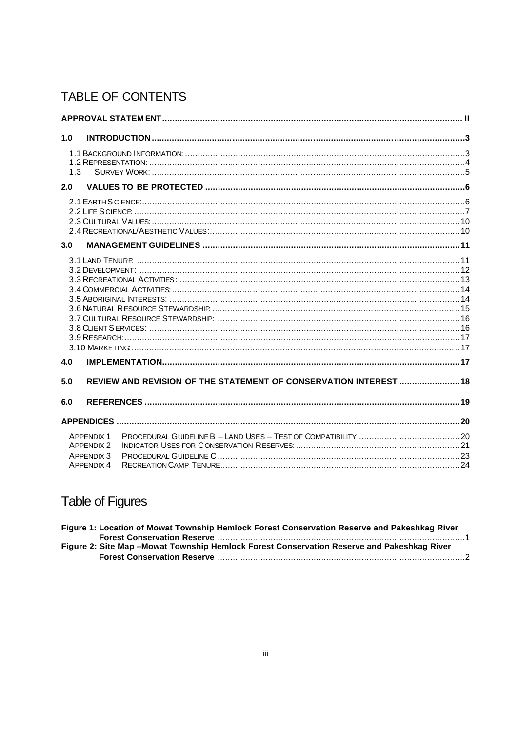# TABLE OF CONTENTS

**APPROVAL STATEMENT** .......... II

**1.0 INTRODUCTION** .......... 3

- 1.1 Background Information: .......... 3
- 1.2 Representation: .......... 4
- 1.3 Survey Work: .......... 5

**2.0 VALUES TO BE PROTECTED** .......... 6

- 2.1 Earth Science: .......... 6
- 2.2 Life Science .......... 7
- 2.3 Cultural Values: .......... 10
- 2.4 Recreational/Aesthetic Values: .......... 10

**3.0 MANAGEMENT GUIDELINES** .......... 11

- 3.1 Land Tenure: .......... 11
- 3.2 Development: .......... 12
- 3.3 Recreational Activities: .......... 13
- 3.4 Commercial Activities: .......... 14
- 3.5 Aboriginal Interests: .......... 14
- 3.6 Natural Resource Stewardship: .......... 15
- 3.7 Cultural Resource Stewardship: .......... 16
- 3.8 Client Services: .......... 16
- 3.9 Research: .......... 17
- 3.10 Marketing: .......... 17

**4.0 IMPLEMENTATION** .......... 17

**5.0 REVIEW AND REVISION OF THE STATEMENT OF CONSERVATION INTEREST** .......... 18

**6.0 REFERENCES** .......... 19

**APPENDICES** .......... 20

- Appendix 1 Procedural Guideline B – Land Uses – Test of Compatibility .......... 20
- Appendix 2 Indicator Uses for Conservation Reserves: .......... 21
- Appendix 3 Procedural Guideline C .......... 23
- Appendix 4 Recreation Camp Tenure .......... 24

# Table of Figures

**Figure 1: Location of Mowat Township Hemlock Forest Conservation Reserve and Pakeshkag River Forest Conservation Reserve** .......... 1

**Figure 2: Site Map –Mowat Township Hemlock Forest Conservation Reserve and Pakeshkag River Forest Conservation Reserve** .......... 2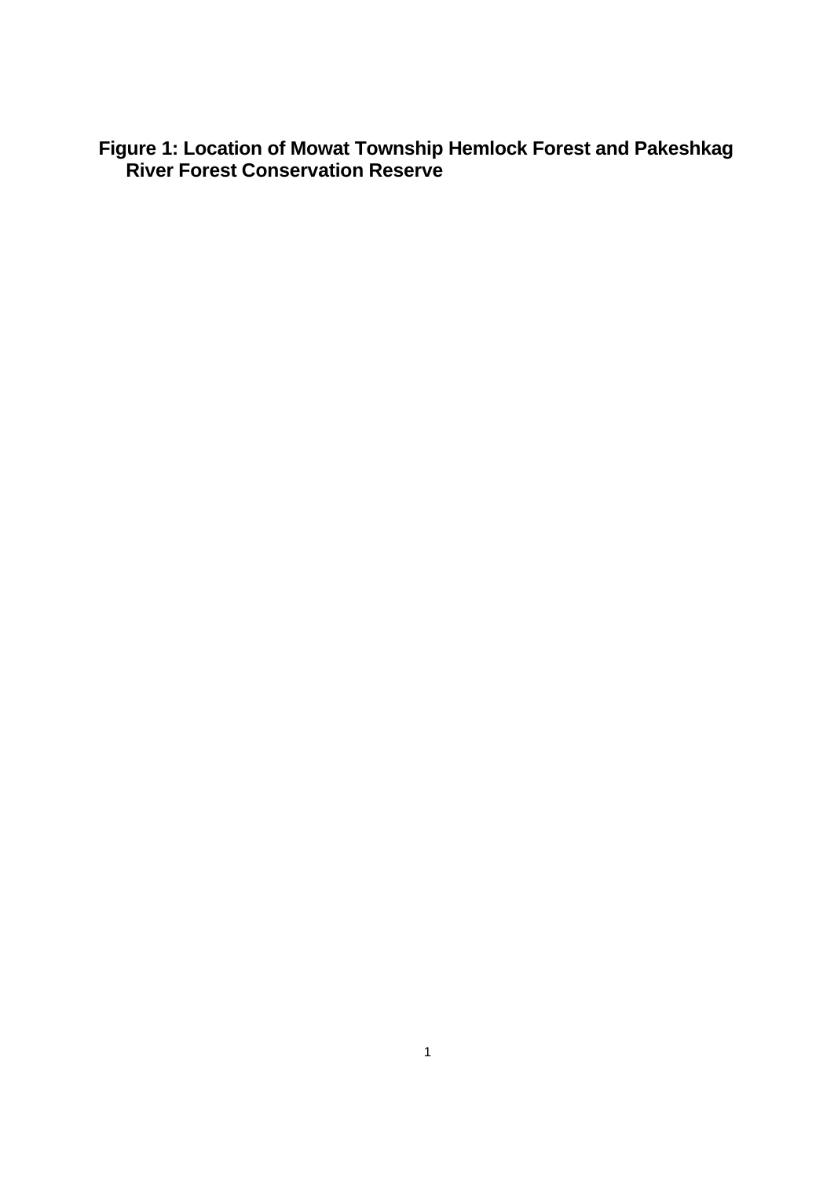**Figure 1: Location of Mowat Township Hemlock Forest and Pakeshkag River Forest Conservation Reserve**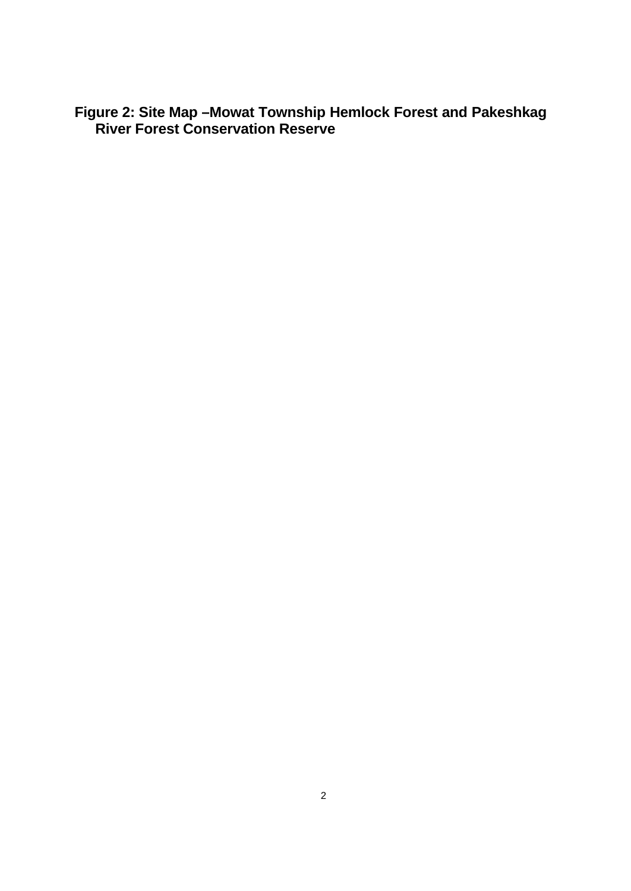**Figure 2: Site Map –Mowat Township Hemlock Forest and Pakeshkag River Forest Conservation Reserve**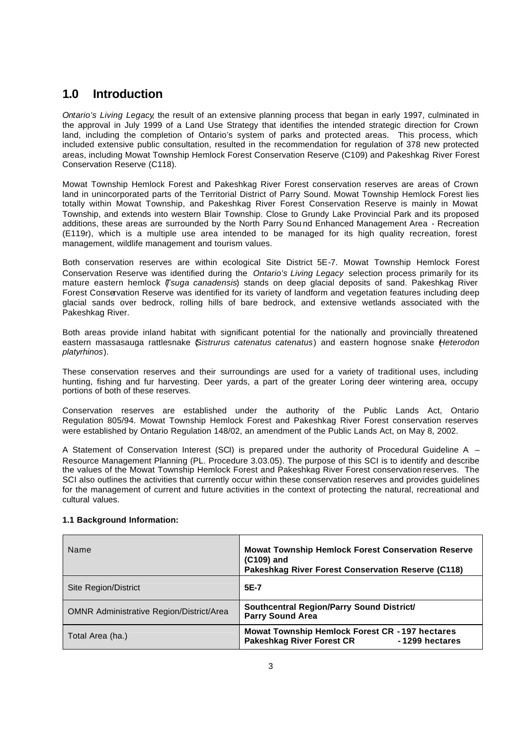# 1.0 Introduction

*Ontario's Living Legacy*, the result of an extensive planning process that began in early 1997, culminated in the approval in July 1999 of a Land Use Strategy that identifies the intended strategic direction for Crown land, including the completion of Ontario's system of parks and protected areas. This process, which included extensive public consultation, resulted in the recommendation for regulation of 378 new protected areas, including Mowat Township Hemlock Forest Conservation Reserve (C109) and Pakeshkag River Forest Conservation Reserve (C118).

Mowat Township Hemlock Forest and Pakeshkag River Forest conservation reserves are areas of Crown land in unincorporated parts of the Territorial District of Parry Sound. Mowat Township Hemlock Forest lies totally within Mowat Township, and Pakeshkag River Forest Conservation Reserve is mainly in Mowat Township, and extends into western Blair Township. Close to Grundy Lake Provincial Park and its proposed additions, these areas are surrounded by the North Parry Sound Enhanced Management Area - Recreation (E119r), which is a multiple use area intended to be managed for its high quality recreation, forest management, wildlife management and tourism values.

Both conservation reserves are within ecological Site District 5E-7. Mowat Township Hemlock Forest Conservation Reserve was identified during the *Ontario's Living Legacy* selection process primarily for its mature eastern hemlock (*Tsuga canadensis*) stands on deep glacial deposits of sand. Pakeshkag River Forest Conservation Reserve was identified for its variety of landform and vegetation features including deep glacial sands over bedrock, rolling hills of bare bedrock, and extensive wetlands associated with the Pakeshkag River.

Both areas provide inland habitat with significant potential for the nationally and provincially threatened eastern massasauga rattlesnake (*Sistrurus catenatus catenatus*) and eastern hognose snake (*Heterodon platyrhinos*).

These conservation reserves and their surroundings are used for a variety of traditional uses, including hunting, fishing and fur harvesting. Deer yards, a part of the greater Loring deer wintering area, occupy portions of both of these reserves.

Conservation reserves are established under the authority of the Public Lands Act, Ontario Regulation 805/94. Mowat Township Hemlock Forest and Pakeshkag River Forest conservation reserves were established by Ontario Regulation 148/02, an amendment of the Public Lands Act, on May 8, 2002.

A Statement of Conservation Interest (SCI) is prepared under the authority of Procedural Guideline A – Resource Management Planning (PL. Procedure 3.03.05). The purpose of this SCI is to identify and describe the values of the Mowat Township Hemlock Forest and Pakeshkag River Forest conservation reserves. The SCI also outlines the activities that currently occur within these conservation reserves and provides guidelines for the management of current and future activities in the context of protecting the natural, recreational and cultural values.

**1.1 Background Information:**

| Name | **Mowat Township Hemlock Forest Conservation Reserve (C109) and Pakeshkag River Forest Conservation Reserve (C118)** |
|---|---|
| Site Region/District | **5E-7** |
| OMNR Administrative Region/District/Area | **Southcentral Region/Parry Sound District/ Parry Sound Area** |
| Total Area (ha.) | **Mowat Township Hemlock Forest CR - 197 hectares<br>Pakeshkag River Forest CR - 1299 hectares** |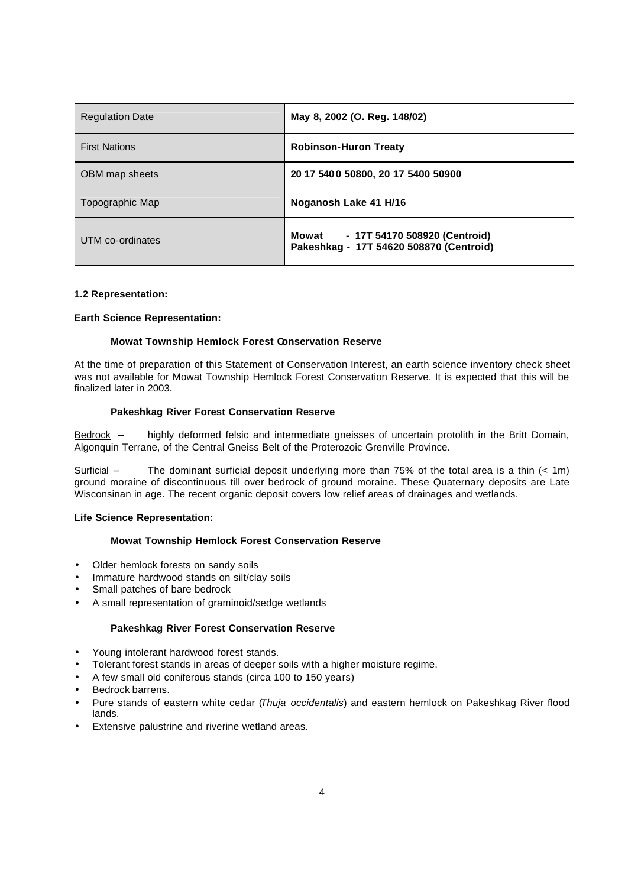| Regulation Date | May 8, 2002 (O. Reg. 148/02) |
|---|---|
| First Nations | **Robinson-Huron Treaty** |
| OBM map sheets | **20 17 5400 50800, 20 17 5400 50900** |
| Topographic Map | **Noganosh Lake 41 H/16** |
| UTM co-ordinates | **Mowat - 17T 54170 508920 (Centroid)**<br>**Pakeshkag - 17T 54620 508870 (Centroid)** |

**1.2 Representation:**

**Earth Science Representation:**

**Mowat Township Hemlock Forest Conservation Reserve**

At the time of preparation of this Statement of Conservation Interest, an earth science inventory check sheet was not available for Mowat Township Hemlock Forest Conservation Reserve. It is expected that this will be finalized later in 2003.

**Pakeshkag River Forest Conservation Reserve**

Bedrock -- highly deformed felsic and intermediate gneisses of uncertain protolith in the Britt Domain, Algonquin Terrane, of the Central Gneiss Belt of the Proterozoic Grenville Province.

Surficial -- The dominant surficial deposit underlying more than 75% of the total area is a thin (< 1m) ground moraine of discontinuous till over bedrock of ground moraine. These Quaternary deposits are Late Wisconsinan in age. The recent organic deposit covers low relief areas of drainages and wetlands.

**Life Science Representation:**

**Mowat Township Hemlock Forest Conservation Reserve**

- Older hemlock forests on sandy soils
- Immature hardwood stands on silt/clay soils
- Small patches of bare bedrock
- A small representation of graminoid/sedge wetlands

**Pakeshkag River Forest Conservation Reserve**

- Young intolerant hardwood forest stands.
- Tolerant forest stands in areas of deeper soils with a higher moisture regime.
- A few small old coniferous stands (circa 100 to 150 years)
- Bedrock barrens.
- Pure stands of eastern white cedar (*Thuja occidentalis*) and eastern hemlock on Pakeshkag River flood lands.
- Extensive palustrine and riverine wetland areas.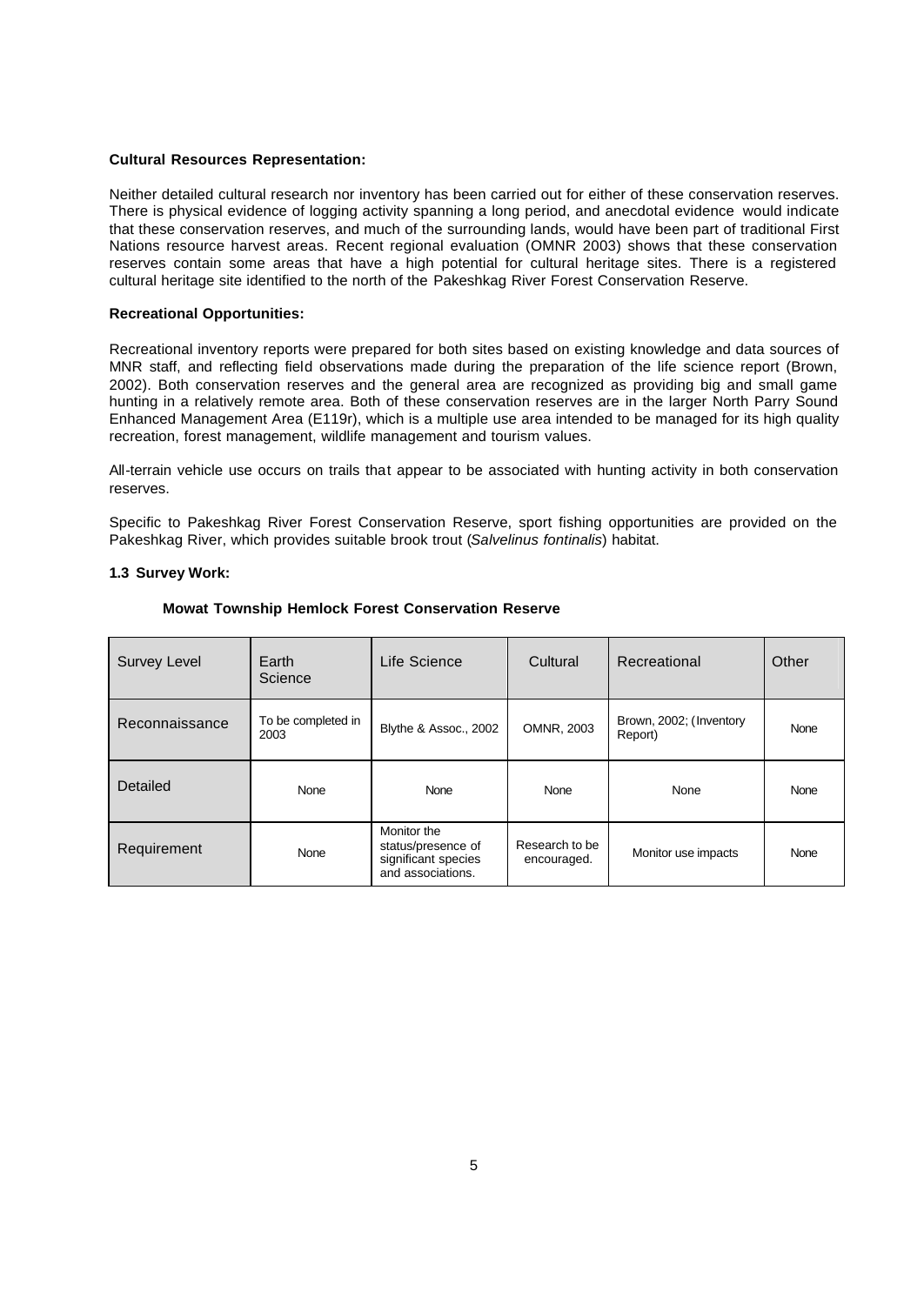**Cultural Resources Representation:**

Neither detailed cultural research nor inventory has been carried out for either of these conservation reserves. There is physical evidence of logging activity spanning a long period, and anecdotal evidence would indicate that these conservation reserves, and much of the surrounding lands, would have been part of traditional First Nations resource harvest areas. Recent regional evaluation (OMNR 2003) shows that these conservation reserves contain some areas that have a high potential for cultural heritage sites. There is a registered cultural heritage site identified to the north of the Pakeshkag River Forest Conservation Reserve.

**Recreational Opportunities:**

Recreational inventory reports were prepared for both sites based on existing knowledge and data sources of MNR staff, and reflecting field observations made during the preparation of the life science report (Brown, 2002). Both conservation reserves and the general area are recognized as providing big and small game hunting in a relatively remote area. Both of these conservation reserves are in the larger North Parry Sound Enhanced Management Area (E119r), which is a multiple use area intended to be managed for its high quality recreation, forest management, wildlife management and tourism values.

All-terrain vehicle use occurs on trails that appear to be associated with hunting activity in both conservation reserves.

Specific to Pakeshkag River Forest Conservation Reserve, sport fishing opportunities are provided on the Pakeshkag River, which provides suitable brook trout (*Salvelinus fontinalis*) habitat.

**1.3 Survey Work:**

**Mowat Township Hemlock Forest Conservation Reserve**

| Survey Level | Earth Science | Life Science | Cultural | Recreational | Other |
|---|---|---|---|---|---|
| Reconnaissance | To be completed in 2003 | Blythe & Assoc., 2002 | OMNR, 2003 | Brown, 2002; (Inventory Report) | None |
| Detailed | None | None | None | None | None |
| Requirement | None | Monitor the status/presence of significant species and associations. | Research to be encouraged. | Monitor use impacts | None |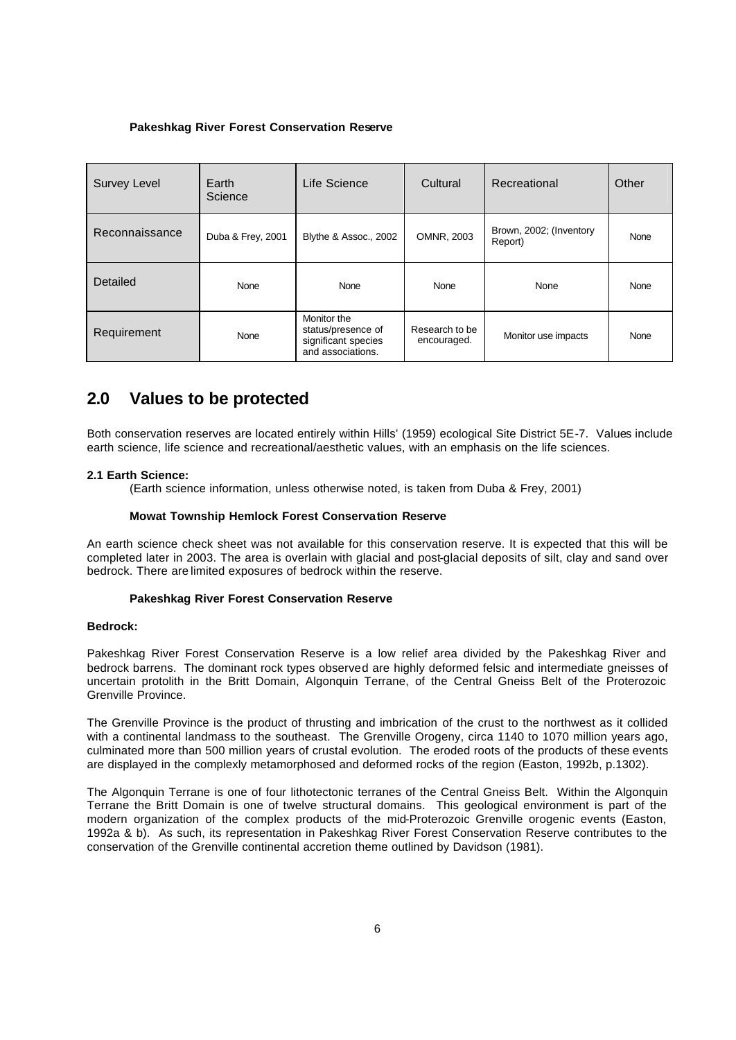**Pakeshkag River Forest Conservation Reserve**

| Survey Level | Earth Science | Life Science | Cultural | Recreational | Other |
|---|---|---|---|---|---|
| Reconnaissance | Duba & Frey, 2001 | Blythe & Assoc., 2002 | OMNR, 2003 | Brown, 2002; (Inventory Report) | None |
| Detailed | None | None | None | None | None |
| Requirement | None | Monitor the status/presence of significant species and associations. | Research to be encouraged. | Monitor use impacts | None |

## 2.0 Values to be protected

Both conservation reserves are located entirely within Hills' (1959) ecological Site District 5E-7. Values include earth science, life science and recreational/aesthetic values, with an emphasis on the life sciences.

### 2.1 Earth Science:

(Earth science information, unless otherwise noted, is taken from Duba & Frey, 2001)

**Mowat Township Hemlock Forest Conservation Reserve**

An earth science check sheet was not available for this conservation reserve. It is expected that this will be completed later in 2003. The area is overlain with glacial and post-glacial deposits of silt, clay and sand over bedrock. There are limited exposures of bedrock within the reserve.

**Pakeshkag River Forest Conservation Reserve**

**Bedrock:**

Pakeshkag River Forest Conservation Reserve is a low relief area divided by the Pakeshkag River and bedrock barrens. The dominant rock types observed are highly deformed felsic and intermediate gneisses of uncertain protolith in the Britt Domain, Algonquin Terrane, of the Central Gneiss Belt of the Proterozoic Grenville Province.

The Grenville Province is the product of thrusting and imbrication of the crust to the northwest as it collided with a continental landmass to the southeast. The Grenville Orogeny, circa 1140 to 1070 million years ago, culminated more than 500 million years of crustal evolution. The eroded roots of the products of these events are displayed in the complexly metamorphosed and deformed rocks of the region (Easton, 1992b, p.1302).

The Algonquin Terrane is one of four lithotectonic terranes of the Central Gneiss Belt. Within the Algonquin Terrane the Britt Domain is one of twelve structural domains. This geological environment is part of the modern organization of the complex products of the mid-Proterozoic Grenville orogenic events (Easton, 1992a & b). As such, its representation in Pakeshkag River Forest Conservation Reserve contributes to the conservation of the Grenville continental accretion theme outlined by Davidson (1981).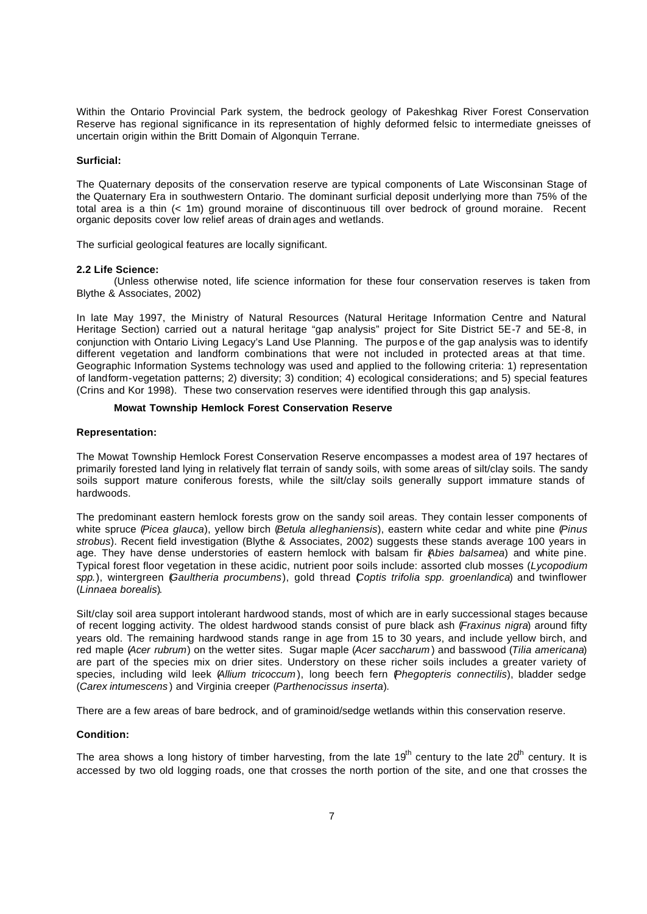Within the Ontario Provincial Park system, the bedrock geology of Pakeshkag River Forest Conservation Reserve has regional significance in its representation of highly deformed felsic to intermediate gneisses of uncertain origin within the Britt Domain of Algonquin Terrane.

**Surficial:**

The Quaternary deposits of the conservation reserve are typical components of Late Wisconsinan Stage of the Quaternary Era in southwestern Ontario. The dominant surficial deposit underlying more than 75% of the total area is a thin (< 1m) ground moraine of discontinuous till over bedrock of ground moraine. Recent organic deposits cover low relief areas of drainages and wetlands.

The surficial geological features are locally significant.

### 2.2 Life Science:

(Unless otherwise noted, life science information for these four conservation reserves is taken from Blythe & Associates, 2002)

In late May 1997, the Ministry of Natural Resources (Natural Heritage Information Centre and Natural Heritage Section) carried out a natural heritage "gap analysis" project for Site District 5E-7 and 5E-8, in conjunction with Ontario Living Legacy's Land Use Planning. The purpose of the gap analysis was to identify different vegetation and landform combinations that were not included in protected areas at that time. Geographic Information Systems technology was used and applied to the following criteria: 1) representation of landform-vegetation patterns; 2) diversity; 3) condition; 4) ecological considerations; and 5) special features (Crins and Kor 1998). These two conservation reserves were identified through this gap analysis.

**Mowat Township Hemlock Forest Conservation Reserve**

**Representation:**

The Mowat Township Hemlock Forest Conservation Reserve encompasses a modest area of 197 hectares of primarily forested land lying in relatively flat terrain of sandy soils, with some areas of silt/clay soils. The sandy soils support mature coniferous forests, while the silt/clay soils generally support immature stands of hardwoods.

The predominant eastern hemlock forests grow on the sandy soil areas. They contain lesser components of white spruce (*Picea glauca*), yellow birch (*Betula alleghaniensis*), eastern white cedar and white pine (*Pinus strobus*). Recent field investigation (Blythe & Associates, 2002) suggests these stands average 100 years in age. They have dense understories of eastern hemlock with balsam fir (*Abies balsamea*) and white pine. Typical forest floor vegetation in these acidic, nutrient poor soils include: assorted club mosses (*Lycopodium spp.*), wintergreen (*Gaultheria procumbens*), gold thread (*Coptis trifolia spp. groenlandica*) and twinflower (*Linnaea borealis*).

Silt/clay soil area support intolerant hardwood stands, most of which are in early successional stages because of recent logging activity. The oldest hardwood stands consist of pure black ash (*Fraxinus nigra*) around fifty years old. The remaining hardwood stands range in age from 15 to 30 years, and include yellow birch, and red maple (*Acer rubrum*) on the wetter sites. Sugar maple (*Acer saccharum*) and basswood (*Tilia americana*) are part of the species mix on drier sites. Understory on these richer soils includes a greater variety of species, including wild leek (*Allium tricoccum*), long beech fern (*Phegopteris connectilis*), bladder sedge (*Carex intumescens*) and Virginia creeper (*Parthenocissus inserta*).

There are a few areas of bare bedrock, and of graminoid/sedge wetlands within this conservation reserve.

**Condition:**

The area shows a long history of timber harvesting, from the late 19th century to the late 20th century. It is accessed by two old logging roads, one that crosses the north portion of the site, and one that crosses the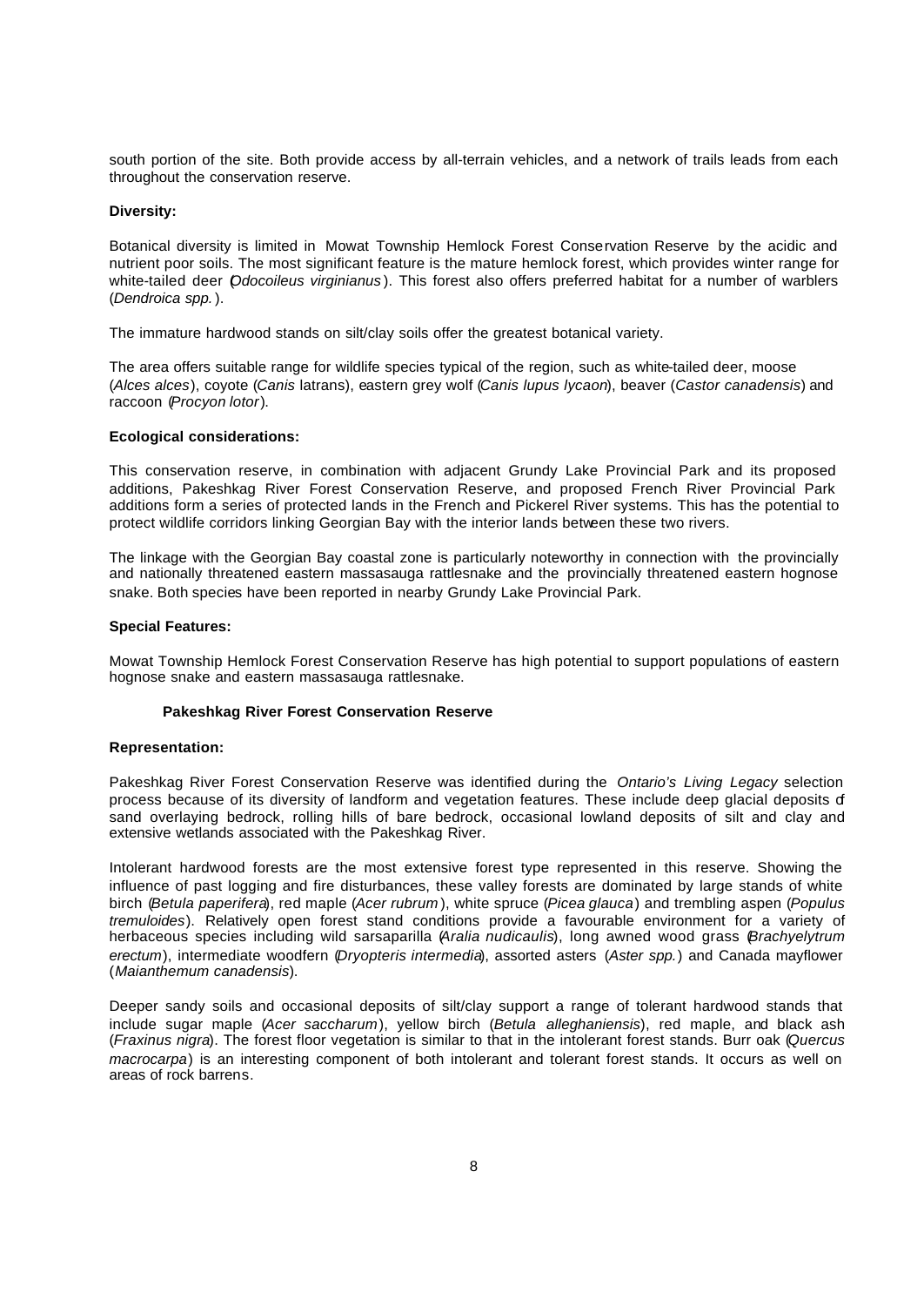south portion of the site. Both provide access by all-terrain vehicles, and a network of trails leads from each throughout the conservation reserve.

**Diversity:**

Botanical diversity is limited in Mowat Township Hemlock Forest Conservation Reserve by the acidic and nutrient poor soils. The most significant feature is the mature hemlock forest, which provides winter range for white-tailed deer (*Odocoileus virginianus*). This forest also offers preferred habitat for a number of warblers (*Dendroica spp.*).

The immature hardwood stands on silt/clay soils offer the greatest botanical variety.

The area offers suitable range for wildlife species typical of the region, such as white-tailed deer, moose (*Alces alces*), coyote (*Canis* latrans), eastern grey wolf (*Canis lupus lycaon*), beaver (*Castor canadensis*) and raccoon (*Procyon lotor*).

**Ecological considerations:**

This conservation reserve, in combination with adjacent Grundy Lake Provincial Park and its proposed additions, Pakeshkag River Forest Conservation Reserve, and proposed French River Provincial Park additions form a series of protected lands in the French and Pickerel River systems. This has the potential to protect wildlife corridors linking Georgian Bay with the interior lands between these two rivers.

The linkage with the Georgian Bay coastal zone is particularly noteworthy in connection with the provincially and nationally threatened eastern massasauga rattlesnake and the provincially threatened eastern hognose snake. Both species have been reported in nearby Grundy Lake Provincial Park.

**Special Features:**

Mowat Township Hemlock Forest Conservation Reserve has high potential to support populations of eastern hognose snake and eastern massasauga rattlesnake.

### Pakeshkag River Forest Conservation Reserve

**Representation:**

Pakeshkag River Forest Conservation Reserve was identified during the *Ontario's Living Legacy* selection process because of its diversity of landform and vegetation features. These include deep glacial deposits of sand overlaying bedrock, rolling hills of bare bedrock, occasional lowland deposits of silt and clay and extensive wetlands associated with the Pakeshkag River.

Intolerant hardwood forests are the most extensive forest type represented in this reserve. Showing the influence of past logging and fire disturbances, these valley forests are dominated by large stands of white birch (*Betula paperifera*), red maple (*Acer rubrum*), white spruce (*Picea glauca*) and trembling aspen (*Populus tremuloides*). Relatively open forest stand conditions provide a favourable environment for a variety of herbaceous species including wild sarsaparilla (*Aralia nudicaulis*), long awned wood grass (*Brachyelytrum erectum*), intermediate woodfern (*Dryopteris intermedia*), assorted asters (*Aster spp.*) and Canada mayflower (*Maianthemum canadensis*).

Deeper sandy soils and occasional deposits of silt/clay support a range of tolerant hardwood stands that include sugar maple (*Acer saccharum*), yellow birch (*Betula alleghaniensis*), red maple, and black ash (*Fraxinus nigra*). The forest floor vegetation is similar to that in the intolerant forest stands. Burr oak (*Quercus macrocarpa*) is an interesting component of both intolerant and tolerant forest stands. It occurs as well on areas of rock barrens.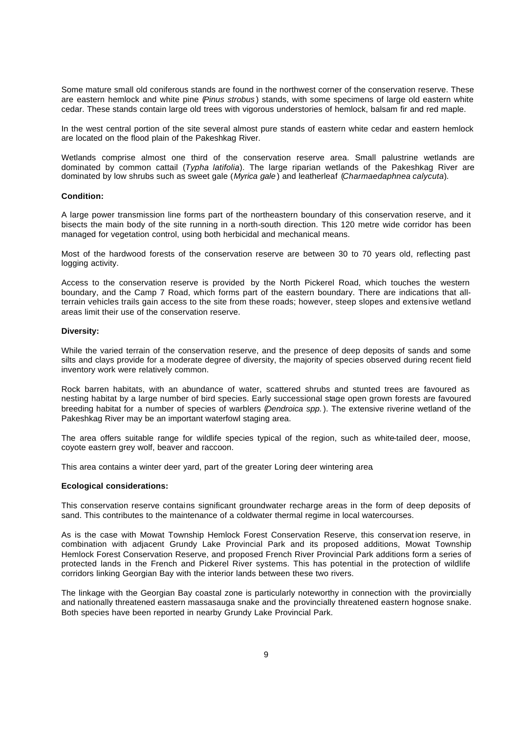Some mature small old coniferous stands are found in the northwest corner of the conservation reserve. These are eastern hemlock and white pine (*Pinus strobus*) stands, with some specimens of large old eastern white cedar. These stands contain large old trees with vigorous understories of hemlock, balsam fir and red maple.

In the west central portion of the site several almost pure stands of eastern white cedar and eastern hemlock are located on the flood plain of the Pakeshkag River.

Wetlands comprise almost one third of the conservation reserve area. Small palustrine wetlands are dominated by common cattail (*Typha latifolia*). The large riparian wetlands of the Pakeshkag River are dominated by low shrubs such as sweet gale (*Myrica gale*) and leatherleaf (*Charmaedaphnea calycuta*).

**Condition:**

A large power transmission line forms part of the northeastern boundary of this conservation reserve, and it bisects the main body of the site running in a north-south direction. This 120 metre wide corridor has been managed for vegetation control, using both herbicidal and mechanical means.

Most of the hardwood forests of the conservation reserve are between 30 to 70 years old, reflecting past logging activity.

Access to the conservation reserve is provided by the North Pickerel Road, which touches the western boundary, and the Camp 7 Road, which forms part of the eastern boundary. There are indications that all-terrain vehicles trails gain access to the site from these roads; however, steep slopes and extensive wetland areas limit their use of the conservation reserve.

**Diversity:**

While the varied terrain of the conservation reserve, and the presence of deep deposits of sands and some silts and clays provide for a moderate degree of diversity, the majority of species observed during recent field inventory work were relatively common.

Rock barren habitats, with an abundance of water, scattered shrubs and stunted trees are favoured as nesting habitat by a large number of bird species. Early successional stage open grown forests are favoured breeding habitat for a number of species of warblers (*Dendroica spp.*). The extensive riverine wetland of the Pakeshkag River may be an important waterfowl staging area.

The area offers suitable range for wildlife species typical of the region, such as white-tailed deer, moose, coyote eastern grey wolf, beaver and raccoon.

This area contains a winter deer yard, part of the greater Loring deer wintering area.

**Ecological considerations:**

This conservation reserve contains significant groundwater recharge areas in the form of deep deposits of sand. This contributes to the maintenance of a coldwater thermal regime in local watercourses.

As is the case with Mowat Township Hemlock Forest Conservation Reserve, this conservation reserve, in combination with adjacent Grundy Lake Provincial Park and its proposed additions, Mowat Township Hemlock Forest Conservation Reserve, and proposed French River Provincial Park additions form a series of protected lands in the French and Pickerel River systems. This has potential in the protection of wildlife corridors linking Georgian Bay with the interior lands between these two rivers.

The linkage with the Georgian Bay coastal zone is particularly noteworthy in connection with the provincially and nationally threatened eastern massasauga snake and the provincially threatened eastern hognose snake. Both species have been reported in nearby Grundy Lake Provincial Park.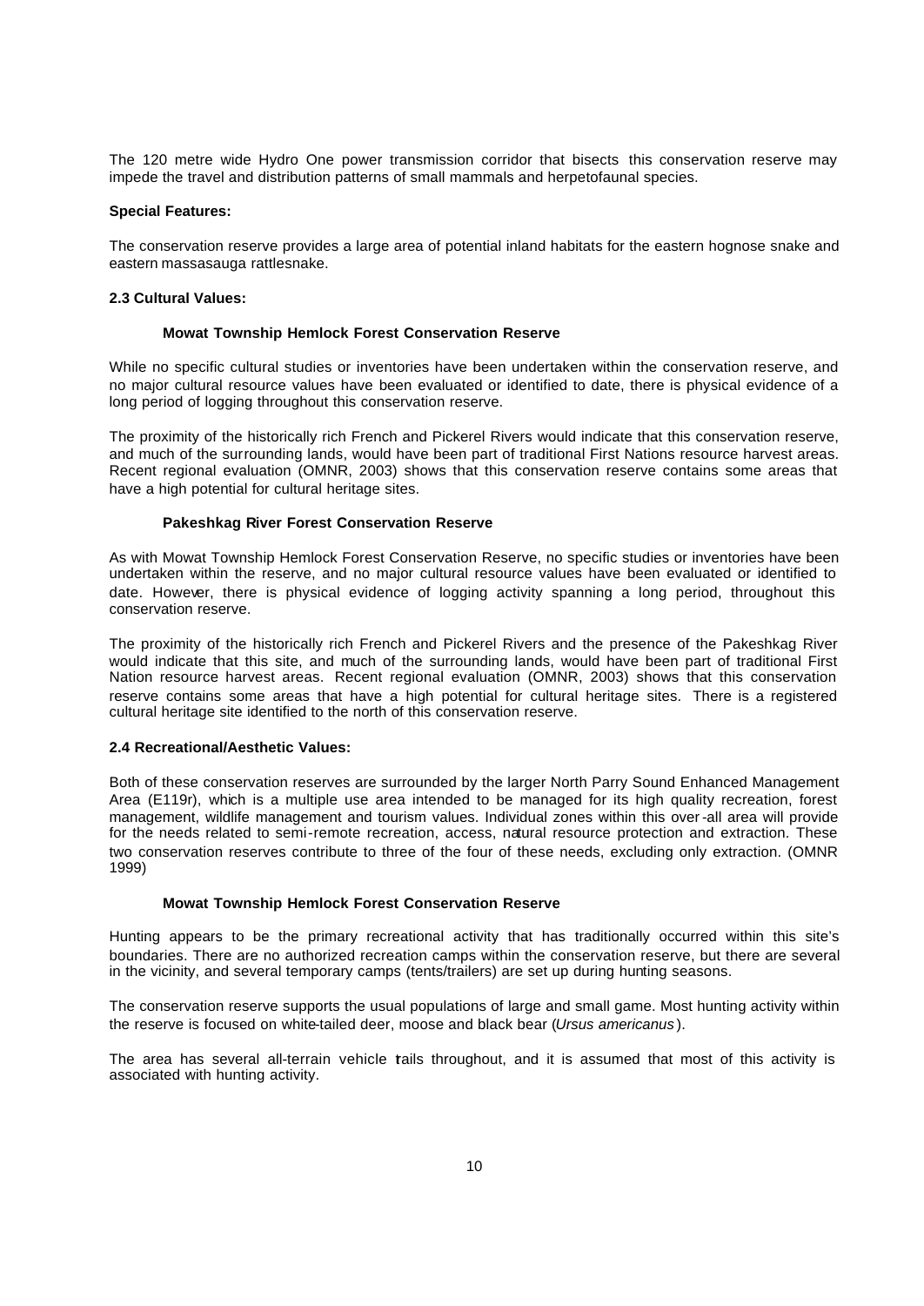The 120 metre wide Hydro One power transmission corridor that bisects this conservation reserve may impede the travel and distribution patterns of small mammals and herpetofaunal species.

**Special Features:**

The conservation reserve provides a large area of potential inland habitats for the eastern hognose snake and eastern massasauga rattlesnake.

### 2.3 Cultural Values:

#### Mowat Township Hemlock Forest Conservation Reserve

While no specific cultural studies or inventories have been undertaken within the conservation reserve, and no major cultural resource values have been evaluated or identified to date, there is physical evidence of a long period of logging throughout this conservation reserve.

The proximity of the historically rich French and Pickerel Rivers would indicate that this conservation reserve, and much of the surrounding lands, would have been part of traditional First Nations resource harvest areas. Recent regional evaluation (OMNR, 2003) shows that this conservation reserve contains some areas that have a high potential for cultural heritage sites.

#### Pakeshkag River Forest Conservation Reserve

As with Mowat Township Hemlock Forest Conservation Reserve, no specific studies or inventories have been undertaken within the reserve, and no major cultural resource values have been evaluated or identified to date. However, there is physical evidence of logging activity spanning a long period, throughout this conservation reserve.

The proximity of the historically rich French and Pickerel Rivers and the presence of the Pakeshkag River would indicate that this site, and much of the surrounding lands, would have been part of traditional First Nation resource harvest areas. Recent regional evaluation (OMNR, 2003) shows that this conservation reserve contains some areas that have a high potential for cultural heritage sites. There is a registered cultural heritage site identified to the north of this conservation reserve.

### 2.4 Recreational/Aesthetic Values:

Both of these conservation reserves are surrounded by the larger North Parry Sound Enhanced Management Area (E119r), which is a multiple use area intended to be managed for its high quality recreation, forest management, wildlife management and tourism values. Individual zones within this over-all area will provide for the needs related to semi-remote recreation, access, natural resource protection and extraction. These two conservation reserves contribute to three of the four of these needs, excluding only extraction. (OMNR 1999)

#### Mowat Township Hemlock Forest Conservation Reserve

Hunting appears to be the primary recreational activity that has traditionally occurred within this site's boundaries. There are no authorized recreation camps within the conservation reserve, but there are several in the vicinity, and several temporary camps (tents/trailers) are set up during hunting seasons.

The conservation reserve supports the usual populations of large and small game. Most hunting activity within the reserve is focused on white-tailed deer, moose and black bear (*Ursus americanus*).

The area has several all-terrain vehicle trails throughout, and it is assumed that most of this activity is associated with hunting activity.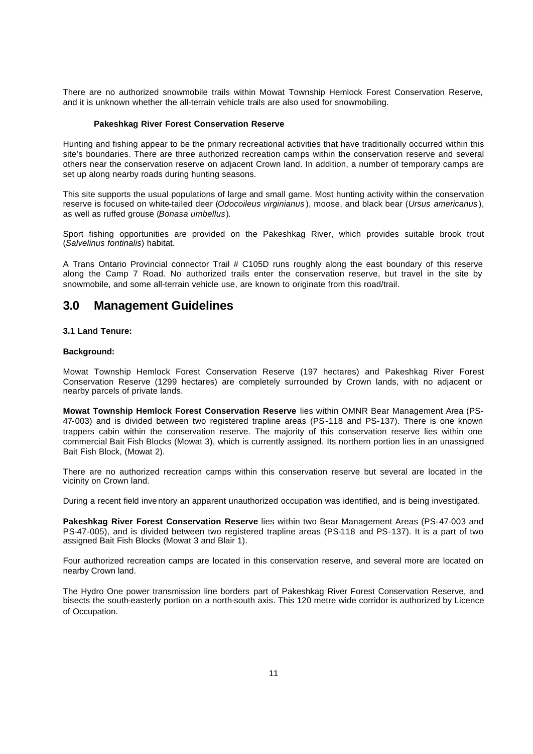There are no authorized snowmobile trails within Mowat Township Hemlock Forest Conservation Reserve, and it is unknown whether the all-terrain vehicle trails are also used for snowmobiling.

**Pakeshkag River Forest Conservation Reserve**

Hunting and fishing appear to be the primary recreational activities that have traditionally occurred within this site's boundaries. There are three authorized recreation camps within the conservation reserve and several others near the conservation reserve on adjacent Crown land. In addition, a number of temporary camps are set up along nearby roads during hunting seasons.

This site supports the usual populations of large and small game. Most hunting activity within the conservation reserve is focused on white-tailed deer (*Odocoileus virginianus*), moose, and black bear (*Ursus americanus*), as well as ruffed grouse (*Bonasa umbellus*).

Sport fishing opportunities are provided on the Pakeshkag River, which provides suitable brook trout (*Salvelinus fontinalis*) habitat.

A Trans Ontario Provincial connector Trail # C105D runs roughly along the east boundary of this reserve along the Camp 7 Road. No authorized trails enter the conservation reserve, but travel in the site by snowmobile, and some all-terrain vehicle use, are known to originate from this road/trail.

# 3.0 Management Guidelines

**3.1 Land Tenure:**

**Background:**

Mowat Township Hemlock Forest Conservation Reserve (197 hectares) and Pakeshkag River Forest Conservation Reserve (1299 hectares) are completely surrounded by Crown lands, with no adjacent or nearby parcels of private lands.

**Mowat Township Hemlock Forest Conservation Reserve** lies within OMNR Bear Management Area (PS-47-003) and is divided between two registered trapline areas (PS-118 and PS-137). There is one known trappers cabin within the conservation reserve. The majority of this conservation reserve lies within one commercial Bait Fish Blocks (Mowat 3), which is currently assigned. Its northern portion lies in an unassigned Bait Fish Block, (Mowat 2).

There are no authorized recreation camps within this conservation reserve but several are located in the vicinity on Crown land.

During a recent field inventory an apparent unauthorized occupation was identified, and is being investigated.

**Pakeshkag River Forest Conservation Reserve** lies within two Bear Management Areas (PS-47-003 and PS-47-005), and is divided between two registered trapline areas (PS-118 and PS-137). It is a part of two assigned Bait Fish Blocks (Mowat 3 and Blair 1).

Four authorized recreation camps are located in this conservation reserve, and several more are located on nearby Crown land.

The Hydro One power transmission line borders part of Pakeshkag River Forest Conservation Reserve, and bisects the south-easterly portion on a north-south axis. This 120 metre wide corridor is authorized by Licence of Occupation.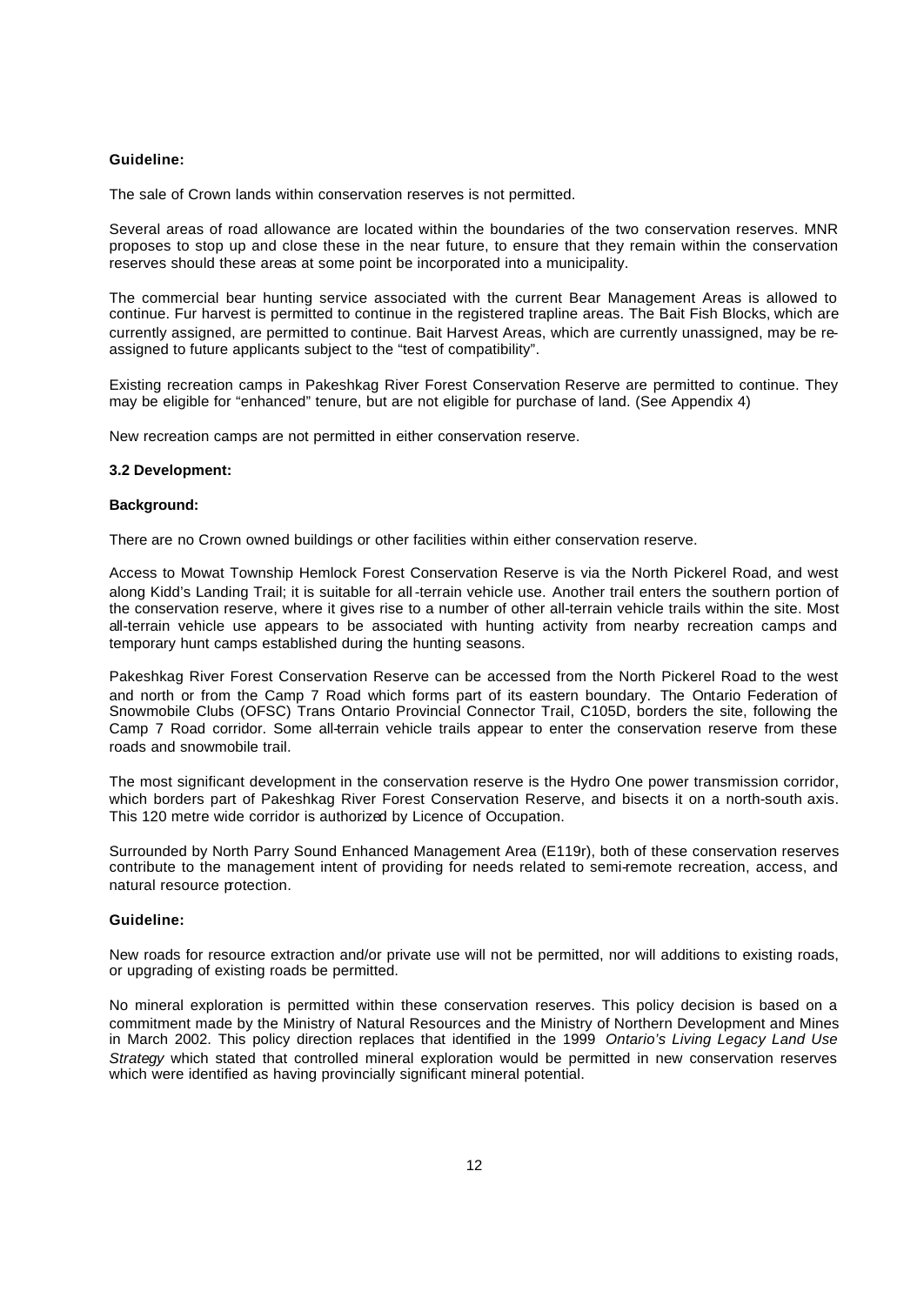**Guideline:**

The sale of Crown lands within conservation reserves is not permitted.

Several areas of road allowance are located within the boundaries of the two conservation reserves. MNR proposes to stop up and close these in the near future, to ensure that they remain within the conservation reserves should these areas at some point be incorporated into a municipality.

The commercial bear hunting service associated with the current Bear Management Areas is allowed to continue. Fur harvest is permitted to continue in the registered trapline areas. The Bait Fish Blocks, which are currently assigned, are permitted to continue. Bait Harvest Areas, which are currently unassigned, may be re-assigned to future applicants subject to the "test of compatibility".

Existing recreation camps in Pakeshkag River Forest Conservation Reserve are permitted to continue. They may be eligible for "enhanced" tenure, but are not eligible for purchase of land. (See Appendix 4)

New recreation camps are not permitted in either conservation reserve.

### 3.2 Development:

**Background:**

There are no Crown owned buildings or other facilities within either conservation reserve.

Access to Mowat Township Hemlock Forest Conservation Reserve is via the North Pickerel Road, and west along Kidd's Landing Trail; it is suitable for all-terrain vehicle use. Another trail enters the southern portion of the conservation reserve, where it gives rise to a number of other all-terrain vehicle trails within the site. Most all-terrain vehicle use appears to be associated with hunting activity from nearby recreation camps and temporary hunt camps established during the hunting seasons.

Pakeshkag River Forest Conservation Reserve can be accessed from the North Pickerel Road to the west and north or from the Camp 7 Road which forms part of its eastern boundary. The Ontario Federation of Snowmobile Clubs (OFSC) Trans Ontario Provincial Connector Trail, C105D, borders the site, following the Camp 7 Road corridor. Some all-terrain vehicle trails appear to enter the conservation reserve from these roads and snowmobile trail.

The most significant development in the conservation reserve is the Hydro One power transmission corridor, which borders part of Pakeshkag River Forest Conservation Reserve, and bisects it on a north-south axis. This 120 metre wide corridor is authorized by Licence of Occupation.

Surrounded by North Parry Sound Enhanced Management Area (E119r), both of these conservation reserves contribute to the management intent of providing for needs related to semi-remote recreation, access, and natural resource protection.

**Guideline:**

New roads for resource extraction and/or private use will not be permitted, nor will additions to existing roads, or upgrading of existing roads be permitted.

No mineral exploration is permitted within these conservation reserves. This policy decision is based on a commitment made by the Ministry of Natural Resources and the Ministry of Northern Development and Mines in March 2002. This policy direction replaces that identified in the 1999 *Ontario's Living Legacy Land Use Strategy* which stated that controlled mineral exploration would be permitted in new conservation reserves which were identified as having provincially significant mineral potential.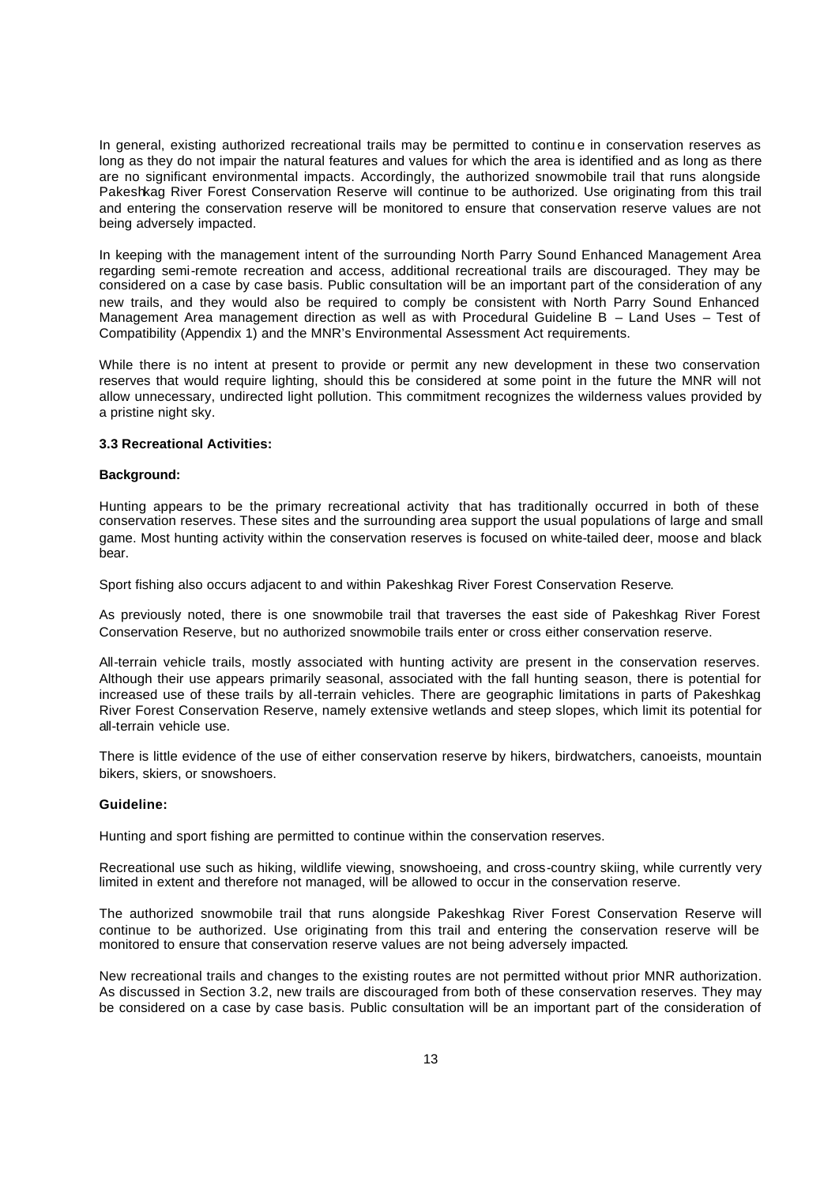In general, existing authorized recreational trails may be permitted to continue in conservation reserves as long as they do not impair the natural features and values for which the area is identified and as long as there are no significant environmental impacts. Accordingly, the authorized snowmobile trail that runs alongside Pakeshkag River Forest Conservation Reserve will continue to be authorized. Use originating from this trail and entering the conservation reserve will be monitored to ensure that conservation reserve values are not being adversely impacted.

In keeping with the management intent of the surrounding North Parry Sound Enhanced Management Area regarding semi-remote recreation and access, additional recreational trails are discouraged. They may be considered on a case by case basis. Public consultation will be an important part of the consideration of any new trails, and they would also be required to comply be consistent with North Parry Sound Enhanced Management Area management direction as well as with Procedural Guideline B – Land Uses – Test of Compatibility (Appendix 1) and the MNR's Environmental Assessment Act requirements.

While there is no intent at present to provide or permit any new development in these two conservation reserves that would require lighting, should this be considered at some point in the future the MNR will not allow unnecessary, undirected light pollution. This commitment recognizes the wilderness values provided by a pristine night sky.

### 3.3 Recreational Activities:

**Background:**

Hunting appears to be the primary recreational activity that has traditionally occurred in both of these conservation reserves. These sites and the surrounding area support the usual populations of large and small game. Most hunting activity within the conservation reserves is focused on white-tailed deer, moose and black bear.

Sport fishing also occurs adjacent to and within Pakeshkag River Forest Conservation Reserve.

As previously noted, there is one snowmobile trail that traverses the east side of Pakeshkag River Forest Conservation Reserve, but no authorized snowmobile trails enter or cross either conservation reserve.

All-terrain vehicle trails, mostly associated with hunting activity are present in the conservation reserves. Although their use appears primarily seasonal, associated with the fall hunting season, there is potential for increased use of these trails by all-terrain vehicles. There are geographic limitations in parts of Pakeshkag River Forest Conservation Reserve, namely extensive wetlands and steep slopes, which limit its potential for all-terrain vehicle use.

There is little evidence of the use of either conservation reserve by hikers, birdwatchers, canoeists, mountain bikers, skiers, or snowshoers.

**Guideline:**

Hunting and sport fishing are permitted to continue within the conservation reserves.

Recreational use such as hiking, wildlife viewing, snowshoeing, and cross-country skiing, while currently very limited in extent and therefore not managed, will be allowed to occur in the conservation reserve.

The authorized snowmobile trail that runs alongside Pakeshkag River Forest Conservation Reserve will continue to be authorized. Use originating from this trail and entering the conservation reserve will be monitored to ensure that conservation reserve values are not being adversely impacted.

New recreational trails and changes to the existing routes are not permitted without prior MNR authorization. As discussed in Section 3.2, new trails are discouraged from both of these conservation reserves. They may be considered on a case by case basis. Public consultation will be an important part of the consideration of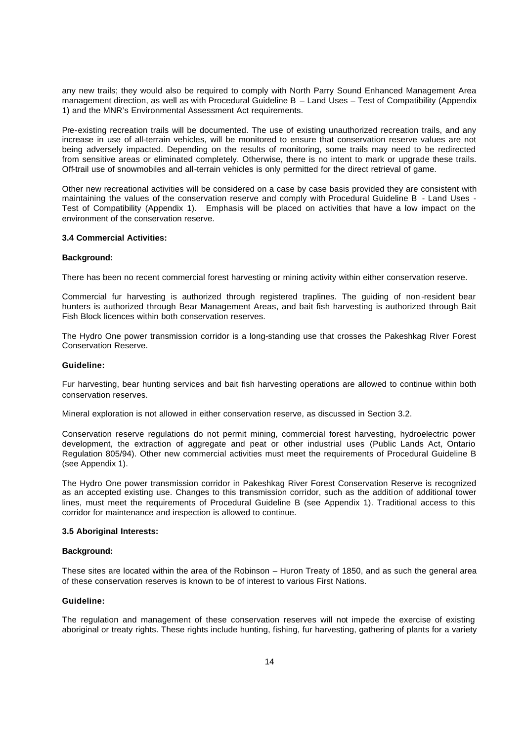any new trails; they would also be required to comply with North Parry Sound Enhanced Management Area management direction, as well as with Procedural Guideline B – Land Uses – Test of Compatibility (Appendix 1) and the MNR's Environmental Assessment Act requirements.

Pre-existing recreation trails will be documented. The use of existing unauthorized recreation trails, and any increase in use of all-terrain vehicles, will be monitored to ensure that conservation reserve values are not being adversely impacted. Depending on the results of monitoring, some trails may need to be redirected from sensitive areas or eliminated completely. Otherwise, there is no intent to mark or upgrade these trails. Off-trail use of snowmobiles and all-terrain vehicles is only permitted for the direct retrieval of game.

Other new recreational activities will be considered on a case by case basis provided they are consistent with maintaining the values of the conservation reserve and comply with Procedural Guideline B - Land Uses - Test of Compatibility (Appendix 1). Emphasis will be placed on activities that have a low impact on the environment of the conservation reserve.

### 3.4 Commercial Activities:

**Background:**

There has been no recent commercial forest harvesting or mining activity within either conservation reserve.

Commercial fur harvesting is authorized through registered traplines. The guiding of non-resident bear hunters is authorized through Bear Management Areas, and bait fish harvesting is authorized through Bait Fish Block licences within both conservation reserves.

The Hydro One power transmission corridor is a long-standing use that crosses the Pakeshkag River Forest Conservation Reserve.

**Guideline:**

Fur harvesting, bear hunting services and bait fish harvesting operations are allowed to continue within both conservation reserves.

Mineral exploration is not allowed in either conservation reserve, as discussed in Section 3.2.

Conservation reserve regulations do not permit mining, commercial forest harvesting, hydroelectric power development, the extraction of aggregate and peat or other industrial uses (Public Lands Act, Ontario Regulation 805/94). Other new commercial activities must meet the requirements of Procedural Guideline B (see Appendix 1).

The Hydro One power transmission corridor in Pakeshkag River Forest Conservation Reserve is recognized as an accepted existing use. Changes to this transmission corridor, such as the addition of additional tower lines, must meet the requirements of Procedural Guideline B (see Appendix 1). Traditional access to this corridor for maintenance and inspection is allowed to continue.

### 3.5 Aboriginal Interests:

**Background:**

These sites are located within the area of the Robinson – Huron Treaty of 1850, and as such the general area of these conservation reserves is known to be of interest to various First Nations.

**Guideline:**

The regulation and management of these conservation reserves will not impede the exercise of existing aboriginal or treaty rights. These rights include hunting, fishing, fur harvesting, gathering of plants for a variety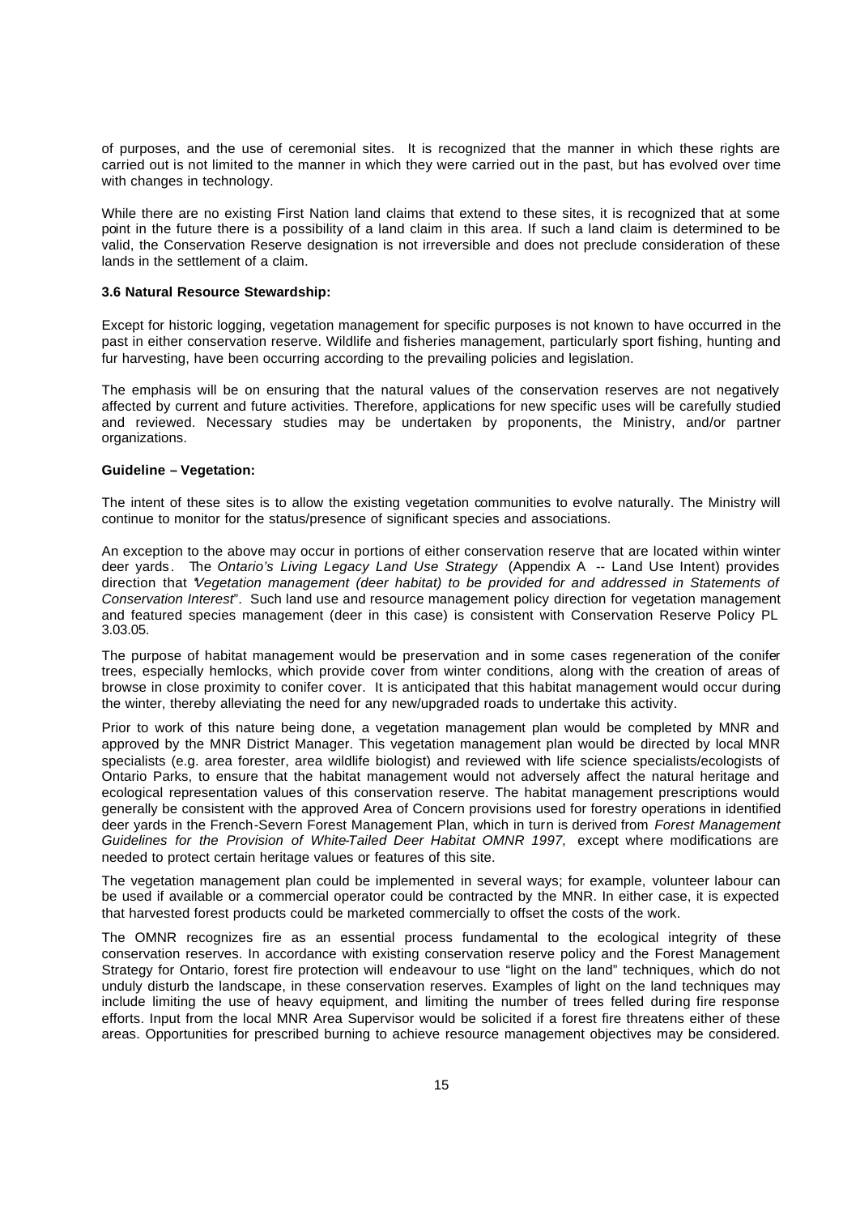of purposes, and the use of ceremonial sites. It is recognized that the manner in which these rights are carried out is not limited to the manner in which they were carried out in the past, but has evolved over time with changes in technology.

While there are no existing First Nation land claims that extend to these sites, it is recognized that at some point in the future there is a possibility of a land claim in this area. If such a land claim is determined to be valid, the Conservation Reserve designation is not irreversible and does not preclude consideration of these lands in the settlement of a claim.

**3.6 Natural Resource Stewardship:**

Except for historic logging, vegetation management for specific purposes is not known to have occurred in the past in either conservation reserve. Wildlife and fisheries management, particularly sport fishing, hunting and fur harvesting, have been occurring according to the prevailing policies and legislation.

The emphasis will be on ensuring that the natural values of the conservation reserves are not negatively affected by current and future activities. Therefore, applications for new specific uses will be carefully studied and reviewed. Necessary studies may be undertaken by proponents, the Ministry, and/or partner organizations.

**Guideline – Vegetation:**

The intent of these sites is to allow the existing vegetation communities to evolve naturally. The Ministry will continue to monitor for the status/presence of significant species and associations.

An exception to the above may occur in portions of either conservation reserve that are located within winter deer yards. The *Ontario's Living Legacy Land Use Strategy* (Appendix A -- Land Use Intent) provides direction that "*Vegetation management (deer habitat) to be provided for and addressed in Statements of Conservation Interest*". Such land use and resource management policy direction for vegetation management and featured species management (deer in this case) is consistent with Conservation Reserve Policy PL 3.03.05.

The purpose of habitat management would be preservation and in some cases regeneration of the conifer trees, especially hemlocks, which provide cover from winter conditions, along with the creation of areas of browse in close proximity to conifer cover. It is anticipated that this habitat management would occur during the winter, thereby alleviating the need for any new/upgraded roads to undertake this activity.

Prior to work of this nature being done, a vegetation management plan would be completed by MNR and approved by the MNR District Manager. This vegetation management plan would be directed by local MNR specialists (e.g. area forester, area wildlife biologist) and reviewed with life science specialists/ecologists of Ontario Parks, to ensure that the habitat management would not adversely affect the natural heritage and ecological representation values of this conservation reserve. The habitat management prescriptions would generally be consistent with the approved Area of Concern provisions used for forestry operations in identified deer yards in the French-Severn Forest Management Plan, which in turn is derived from *Forest Management Guidelines for the Provision of White-Tailed Deer Habitat OMNR 1997,* except where modifications are needed to protect certain heritage values or features of this site.

The vegetation management plan could be implemented in several ways; for example, volunteer labour can be used if available or a commercial operator could be contracted by the MNR. In either case, it is expected that harvested forest products could be marketed commercially to offset the costs of the work.

The OMNR recognizes fire as an essential process fundamental to the ecological integrity of these conservation reserves. In accordance with existing conservation reserve policy and the Forest Management Strategy for Ontario, forest fire protection will endeavour to use "light on the land" techniques, which do not unduly disturb the landscape, in these conservation reserves. Examples of light on the land techniques may include limiting the use of heavy equipment, and limiting the number of trees felled during fire response efforts. Input from the local MNR Area Supervisor would be solicited if a forest fire threatens either of these areas. Opportunities for prescribed burning to achieve resource management objectives may be considered.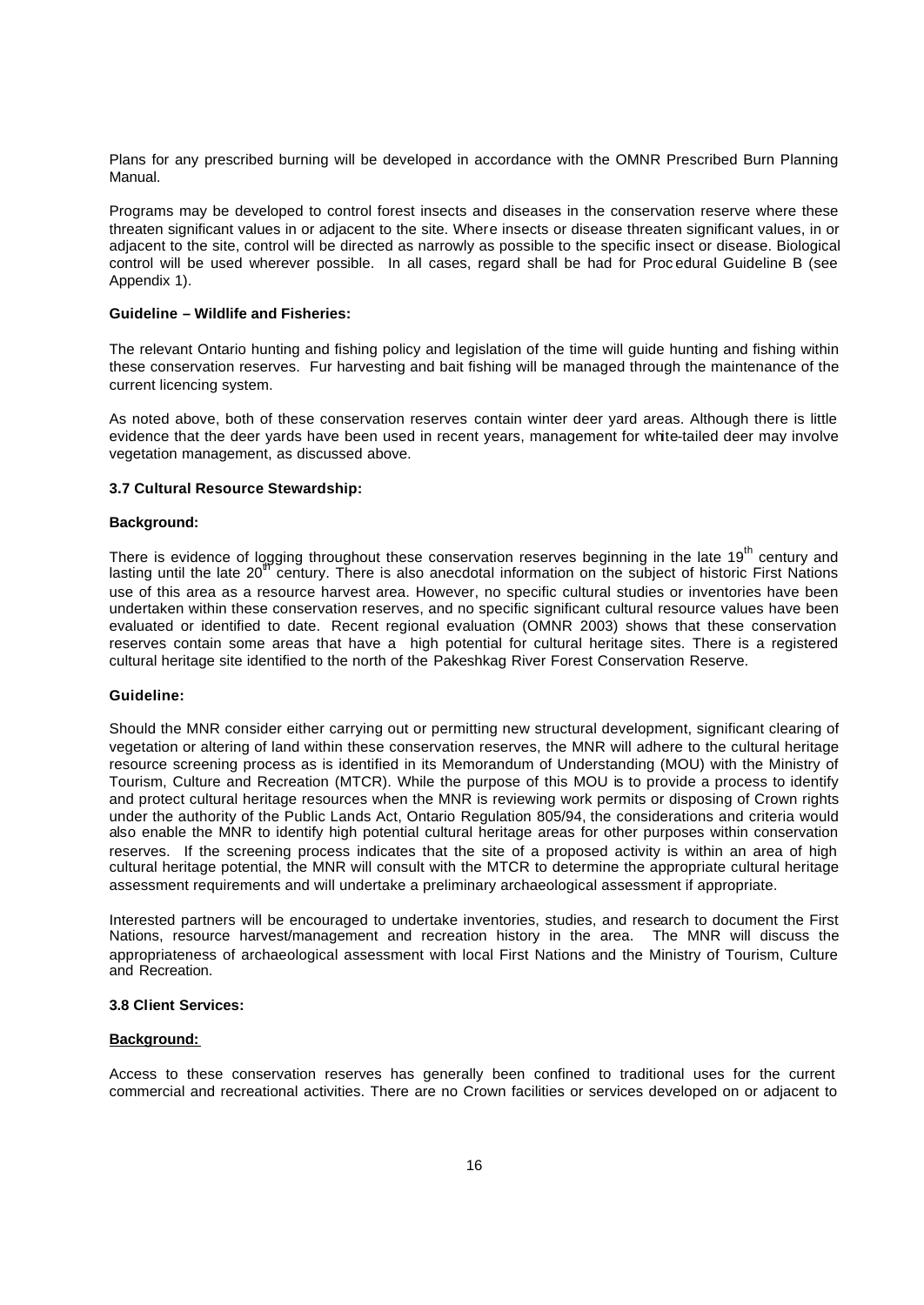Plans for any prescribed burning will be developed in accordance with the OMNR Prescribed Burn Planning Manual.

Programs may be developed to control forest insects and diseases in the conservation reserve where these threaten significant values in or adjacent to the site. Where insects or disease threaten significant values, in or adjacent to the site, control will be directed as narrowly as possible to the specific insect or disease. Biological control will be used wherever possible. In all cases, regard shall be had for Procedural Guideline B (see Appendix 1).

**Guideline – Wildlife and Fisheries:**

The relevant Ontario hunting and fishing policy and legislation of the time will guide hunting and fishing within these conservation reserves. Fur harvesting and bait fishing will be managed through the maintenance of the current licencing system.

As noted above, both of these conservation reserves contain winter deer yard areas. Although there is little evidence that the deer yards have been used in recent years, management for white-tailed deer may involve vegetation management, as discussed above.

### 3.7 Cultural Resource Stewardship:

**Background:**

There is evidence of logging throughout these conservation reserves beginning in the late 19th century and lasting until the late 20th century. There is also anecdotal information on the subject of historic First Nations use of this area as a resource harvest area. However, no specific cultural studies or inventories have been undertaken within these conservation reserves, and no specific significant cultural resource values have been evaluated or identified to date. Recent regional evaluation (OMNR 2003) shows that these conservation reserves contain some areas that have a high potential for cultural heritage sites. There is a registered cultural heritage site identified to the north of the Pakeshkag River Forest Conservation Reserve.

**Guideline:**

Should the MNR consider either carrying out or permitting new structural development, significant clearing of vegetation or altering of land within these conservation reserves, the MNR will adhere to the cultural heritage resource screening process as is identified in its Memorandum of Understanding (MOU) with the Ministry of Tourism, Culture and Recreation (MTCR). While the purpose of this MOU is to provide a process to identify and protect cultural heritage resources when the MNR is reviewing work permits or disposing of Crown rights under the authority of the Public Lands Act, Ontario Regulation 805/94, the considerations and criteria would also enable the MNR to identify high potential cultural heritage areas for other purposes within conservation reserves. If the screening process indicates that the site of a proposed activity is within an area of high cultural heritage potential, the MNR will consult with the MTCR to determine the appropriate cultural heritage assessment requirements and will undertake a preliminary archaeological assessment if appropriate.

Interested partners will be encouraged to undertake inventories, studies, and research to document the First Nations, resource harvest/management and recreation history in the area. The MNR will discuss the appropriateness of archaeological assessment with local First Nations and the Ministry of Tourism, Culture and Recreation.

### 3.8 Client Services:

**Background:**

Access to these conservation reserves has generally been confined to traditional uses for the current commercial and recreational activities. There are no Crown facilities or services developed on or adjacent to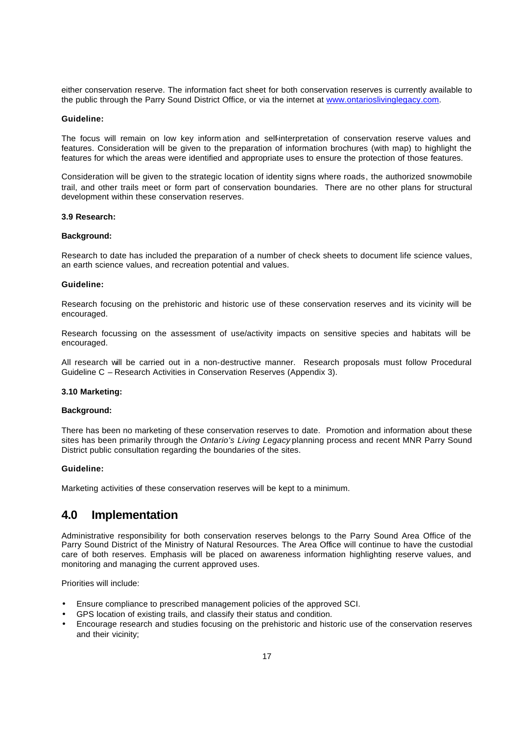either conservation reserve. The information fact sheet for both conservation reserves is currently available to the public through the Parry Sound District Office, or via the internet at [www.ontarioslivinglegacy.com](www.ontarioslivinglegacy.com).

**Guideline:**

The focus will remain on low key information and self-interpretation of conservation reserve values and features. Consideration will be given to the preparation of information brochures (with map) to highlight the features for which the areas were identified and appropriate uses to ensure the protection of those features.

Consideration will be given to the strategic location of identity signs where roads, the authorized snowmobile trail, and other trails meet or form part of conservation boundaries. There are no other plans for structural development within these conservation reserves.

**3.9 Research:**

**Background:**

Research to date has included the preparation of a number of check sheets to document life science values, an earth science values, and recreation potential and values.

**Guideline:**

Research focusing on the prehistoric and historic use of these conservation reserves and its vicinity will be encouraged.

Research focussing on the assessment of use/activity impacts on sensitive species and habitats will be encouraged.

All research will be carried out in a non-destructive manner. Research proposals must follow Procedural Guideline C – Research Activities in Conservation Reserves (Appendix 3).

**3.10 Marketing:**

**Background:**

There has been no marketing of these conservation reserves to date. Promotion and information about these sites has been primarily through the *Ontario's Living Legacy* planning process and recent MNR Parry Sound District public consultation regarding the boundaries of the sites.

**Guideline:**

Marketing activities of these conservation reserves will be kept to a minimum.

## 4.0 Implementation

Administrative responsibility for both conservation reserves belongs to the Parry Sound Area Office of the Parry Sound District of the Ministry of Natural Resources. The Area Office will continue to have the custodial care of both reserves. Emphasis will be placed on awareness information highlighting reserve values, and monitoring and managing the current approved uses.

Priorities will include:

- Ensure compliance to prescribed management policies of the approved SCI.
- GPS location of existing trails, and classify their status and condition.
- Encourage research and studies focusing on the prehistoric and historic use of the conservation reserves and their vicinity;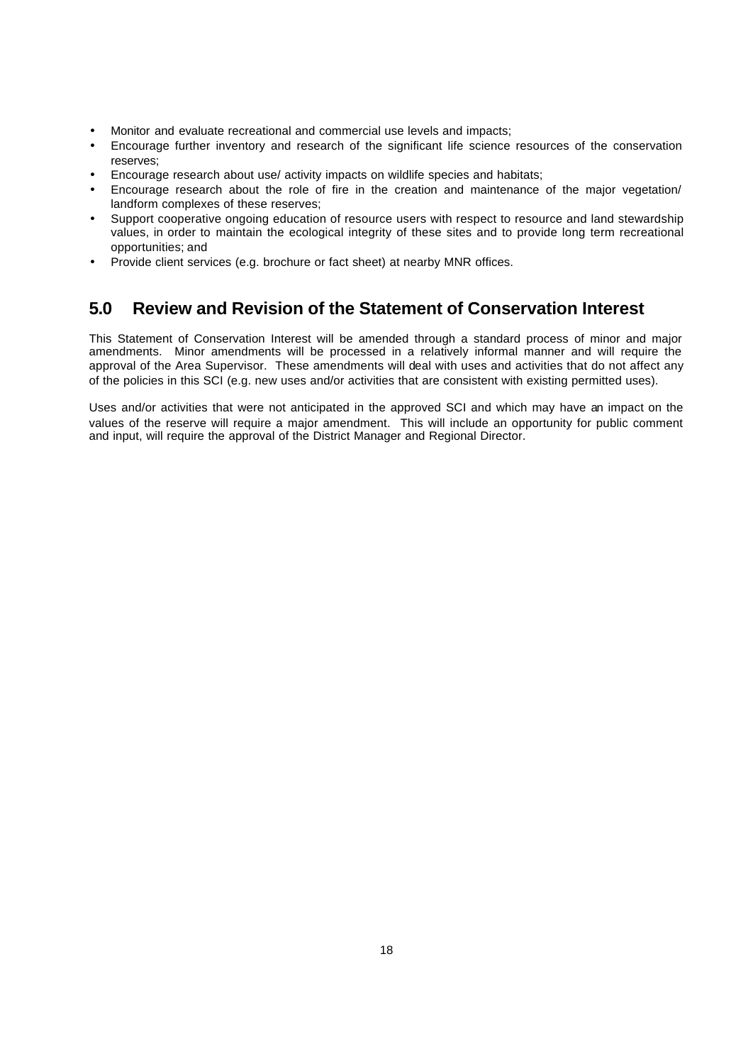- Monitor and evaluate recreational and commercial use levels and impacts;
- Encourage further inventory and research of the significant life science resources of the conservation reserves;
- Encourage research about use/ activity impacts on wildlife species and habitats;
- Encourage research about the role of fire in the creation and maintenance of the major vegetation/ landform complexes of these reserves;
- Support cooperative ongoing education of resource users with respect to resource and land stewardship values, in order to maintain the ecological integrity of these sites and to provide long term recreational opportunities; and
- Provide client services (e.g. brochure or fact sheet) at nearby MNR offices.

## 5.0 Review and Revision of the Statement of Conservation Interest

This Statement of Conservation Interest will be amended through a standard process of minor and major amendments. Minor amendments will be processed in a relatively informal manner and will require the approval of the Area Supervisor. These amendments will deal with uses and activities that do not affect any of the policies in this SCI (e.g. new uses and/or activities that are consistent with existing permitted uses).

Uses and/or activities that were not anticipated in the approved SCI and which may have an impact on the values of the reserve will require a major amendment. This will include an opportunity for public comment and input, will require the approval of the District Manager and Regional Director.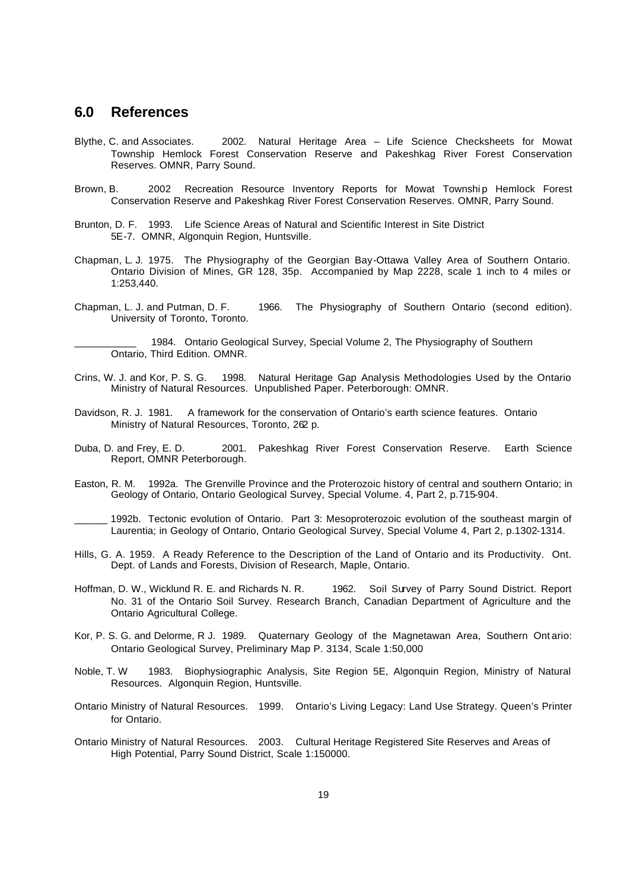## 6.0 References

Blythe, C. and Associates. 2002. Natural Heritage Area – Life Science Checksheets for Mowat Township Hemlock Forest Conservation Reserve and Pakeshkag River Forest Conservation Reserves. OMNR, Parry Sound.

Brown, B. 2002 Recreation Resource Inventory Reports for Mowat Township Hemlock Forest Conservation Reserve and Pakeshkag River Forest Conservation Reserves. OMNR, Parry Sound.

Brunton, D. F. 1993. Life Science Areas of Natural and Scientific Interest in Site District 5E-7. OMNR, Algonquin Region, Huntsville.

Chapman, L. J. 1975. The Physiography of the Georgian Bay-Ottawa Valley Area of Southern Ontario. Ontario Division of Mines, GR 128, 35p. Accompanied by Map 2228, scale 1 inch to 4 miles or 1:253,440.

Chapman, L. J. and Putman, D. F. 1966. The Physiography of Southern Ontario (second edition). University of Toronto, Toronto.

___________ 1984. Ontario Geological Survey, Special Volume 2, The Physiography of Southern Ontario, Third Edition. OMNR.

Crins, W. J. and Kor, P. S. G. 1998. Natural Heritage Gap Analysis Methodologies Used by the Ontario Ministry of Natural Resources. Unpublished Paper. Peterborough: OMNR.

Davidson, R. J. 1981. A framework for the conservation of Ontario's earth science features. Ontario Ministry of Natural Resources, Toronto, 262 p.

Duba, D. and Frey, E. D. 2001. Pakeshkag River Forest Conservation Reserve. Earth Science Report, OMNR Peterborough.

Easton, R. M. 1992a. The Grenville Province and the Proterozoic history of central and southern Ontario; in Geology of Ontario, Ontario Geological Survey, Special Volume. 4, Part 2, p.715-904.

______ 1992b. Tectonic evolution of Ontario. Part 3: Mesoproterozoic evolution of the southeast margin of Laurentia; in Geology of Ontario, Ontario Geological Survey, Special Volume 4, Part 2, p.1302-1314.

Hills, G. A. 1959. A Ready Reference to the Description of the Land of Ontario and its Productivity. Ont. Dept. of Lands and Forests, Division of Research, Maple, Ontario.

Hoffman, D. W., Wicklund R. E. and Richards N. R. 1962. Soil Survey of Parry Sound District. Report No. 31 of the Ontario Soil Survey. Research Branch, Canadian Department of Agriculture and the Ontario Agricultural College.

Kor, P. S. G. and Delorme, R J. 1989. Quaternary Geology of the Magnetawan Area, Southern Ontario: Ontario Geological Survey, Preliminary Map P. 3134, Scale 1:50,000

Noble, T. W 1983. Biophysiographic Analysis, Site Region 5E, Algonquin Region, Ministry of Natural Resources. Algonquin Region, Huntsville.

Ontario Ministry of Natural Resources. 1999. Ontario's Living Legacy: Land Use Strategy. Queen's Printer for Ontario.

Ontario Ministry of Natural Resources. 2003. Cultural Heritage Registered Site Reserves and Areas of High Potential, Parry Sound District, Scale 1:150000.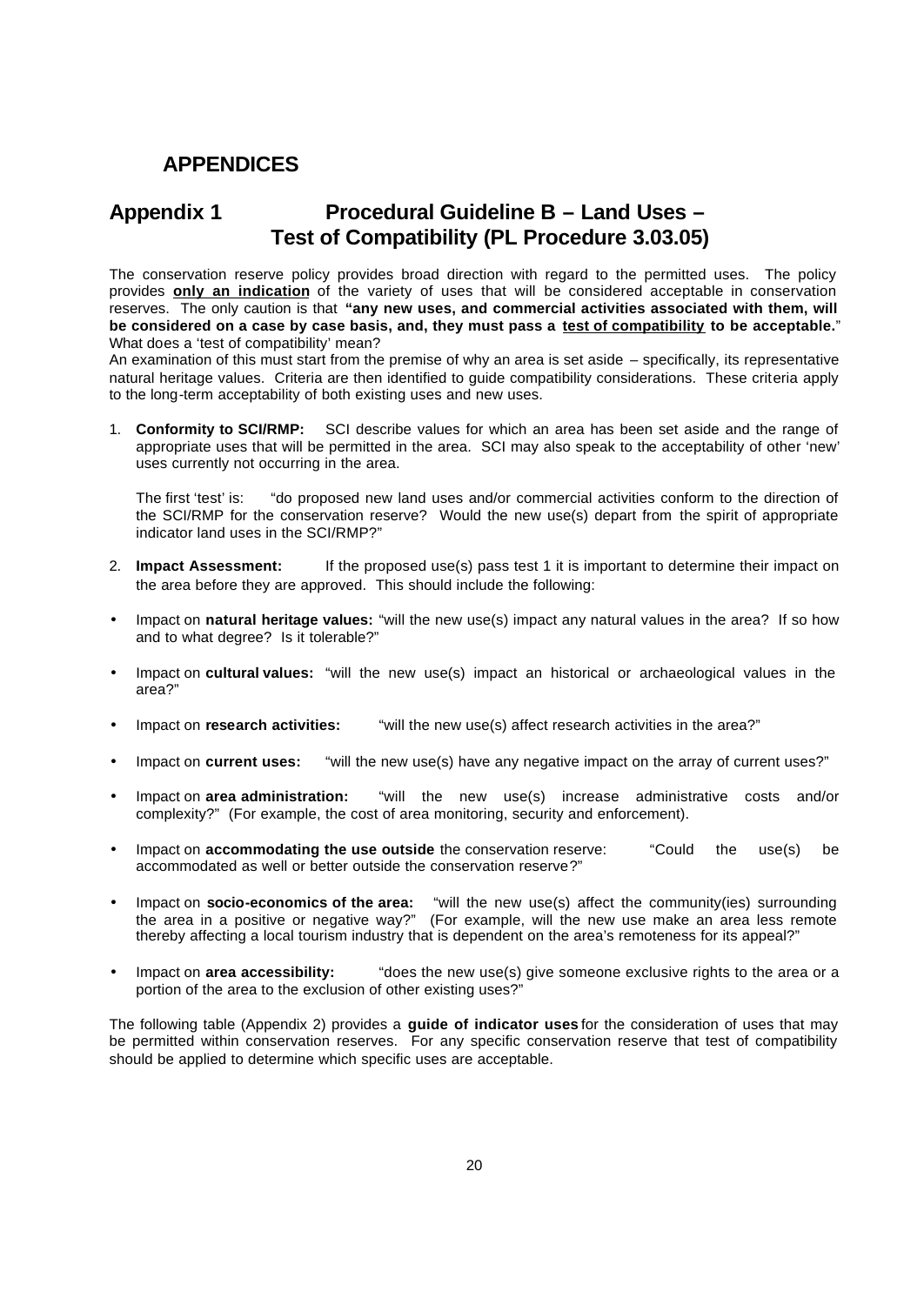# APPENDICES

## Appendix 1 Procedural Guideline B – Land Uses – Test of Compatibility (PL Procedure 3.03.05)

The conservation reserve policy provides broad direction with regard to the permitted uses. The policy provides **only an indication** of the variety of uses that will be considered acceptable in conservation reserves. The only caution is that **"any new uses, and commercial activities associated with them, will be considered on a case by case basis, and, they must pass a test of compatibility to be acceptable.**" What does a 'test of compatibility' mean?

An examination of this must start from the premise of why an area is set aside – specifically, its representative natural heritage values. Criteria are then identified to guide compatibility considerations. These criteria apply to the long-term acceptability of both existing uses and new uses.

1. **Conformity to SCI/RMP:** SCI describe values for which an area has been set aside and the range of appropriate uses that will be permitted in the area. SCI may also speak to the acceptability of other 'new' uses currently not occurring in the area.

   The first 'test' is: "do proposed new land uses and/or commercial activities conform to the direction of the SCI/RMP for the conservation reserve? Would the new use(s) depart from the spirit of appropriate indicator land uses in the SCI/RMP?"

2. **Impact Assessment:** If the proposed use(s) pass test 1 it is important to determine their impact on the area before they are approved. This should include the following:

- Impact on **natural heritage values:** "will the new use(s) impact any natural values in the area? If so how and to what degree? Is it tolerable?"
- Impact on **cultural values:** "will the new use(s) impact an historical or archaeological values in the area?"
- Impact on **research activities:** "will the new use(s) affect research activities in the area?"
- Impact on **current uses:** "will the new use(s) have any negative impact on the array of current uses?"
- Impact on **area administration:** "will the new use(s) increase administrative costs and/or complexity?" (For example, the cost of area monitoring, security and enforcement).
- Impact on **accommodating the use outside** the conservation reserve: "Could the use(s) be accommodated as well or better outside the conservation reserve?"
- Impact on **socio-economics of the area:** "will the new use(s) affect the community(ies) surrounding the area in a positive or negative way?" (For example, will the new use make an area less remote thereby affecting a local tourism industry that is dependent on the area's remoteness for its appeal?"
- Impact on **area accessibility:** "does the new use(s) give someone exclusive rights to the area or a portion of the area to the exclusion of other existing uses?"

The following table (Appendix 2) provides a **guide of indicator uses** for the consideration of uses that may be permitted within conservation reserves. For any specific conservation reserve that test of compatibility should be applied to determine which specific uses are acceptable.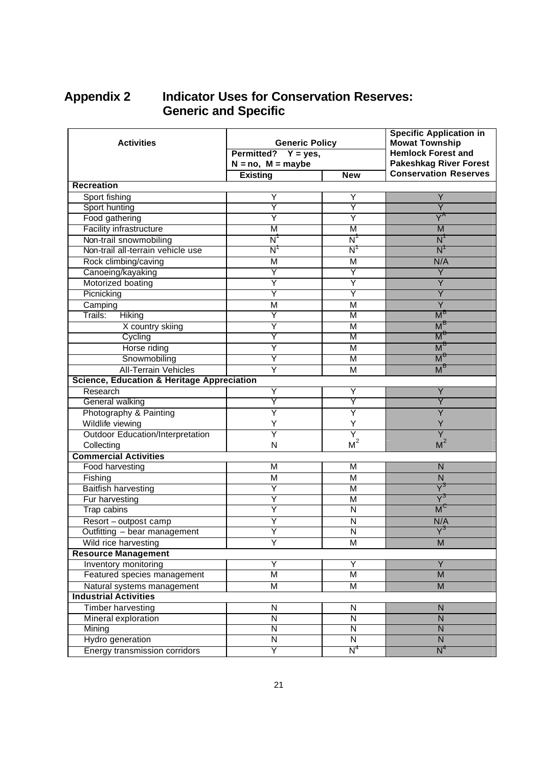# Appendix 2 Indicator Uses for Conservation Reserves: Generic and Specific

| Activities | Generic Policy | | Specific Application in Mowat Township Hemlock Forest and Pakeshkag River Forest Conservation Reserves |
|---|---|---|---|
| | Permitted? Y = yes, N = no, M = maybe | | |
| | Existing | New | |
| **Recreation** | | | |
| Sport fishing | Y | Y | Y |
| Sport hunting | Y | Y | Y |
| Food gathering | Y | Y | Y[A] |
| Facility infrastructure | M | M | M |
| Non-trail snowmobiling | N[1] | N[1] | N[1] |
| Non-trail all-terrain vehicle use | N[1] | N[1] | N[1] |
| Rock climbing/caving | M | M | N/A |
| Canoeing/kayaking | Y | Y | Y |
| Motorized boating | Y | Y | Y |
| Picnicking | Y | Y | Y |
| Camping | M | M | Y |
| Trails: Hiking | Y | M | M[B] |
| X country skiing | Y | M | M[B] |
| Cycling | Y | M | M[B] |
| Horse riding | Y | M | M[B] |
| Snowmobiling | Y | M | M[B] |
| All-Terrain Vehicles | Y | M | M[B] |
| **Science, Education & Heritage Appreciation** | | | |
| Research | Y | Y | Y |
| General walking | Y | Y | Y |
| Photography & Painting | Y | Y | Y |
| Wildlife viewing | Y | Y | Y |
| Outdoor Education/Interpretation | Y | Y | Y |
| Collecting | N | M[2] | M[2] |
| **Commercial Activities** | | | |
| Food harvesting | M | M | N |
| Fishing | M | M | N |
| Baitfish harvesting | Y | M | Y[3] |
| Fur harvesting | Y | M | Y[3] |
| Trap cabins | Y | N | M[C] |
| Resort – outpost camp | Y | N | N/A |
| Outfitting – bear management | Y | N | Y[3] |
| Wild rice harvesting | Y | M | M |
| **Resource Management** | | | |
| Inventory monitoring | Y | Y | Y |
| Featured species management | M | M | M |
| Natural systems management | M | M | M |
| **Industrial Activities** | | | |
| Timber harvesting | N | N | N |
| Mineral exploration | N | N | N |
| Mining | N | N | N |
| Hydro generation | N | N | N |
| Energy transmission corridors | Y | N[4] | N[4] |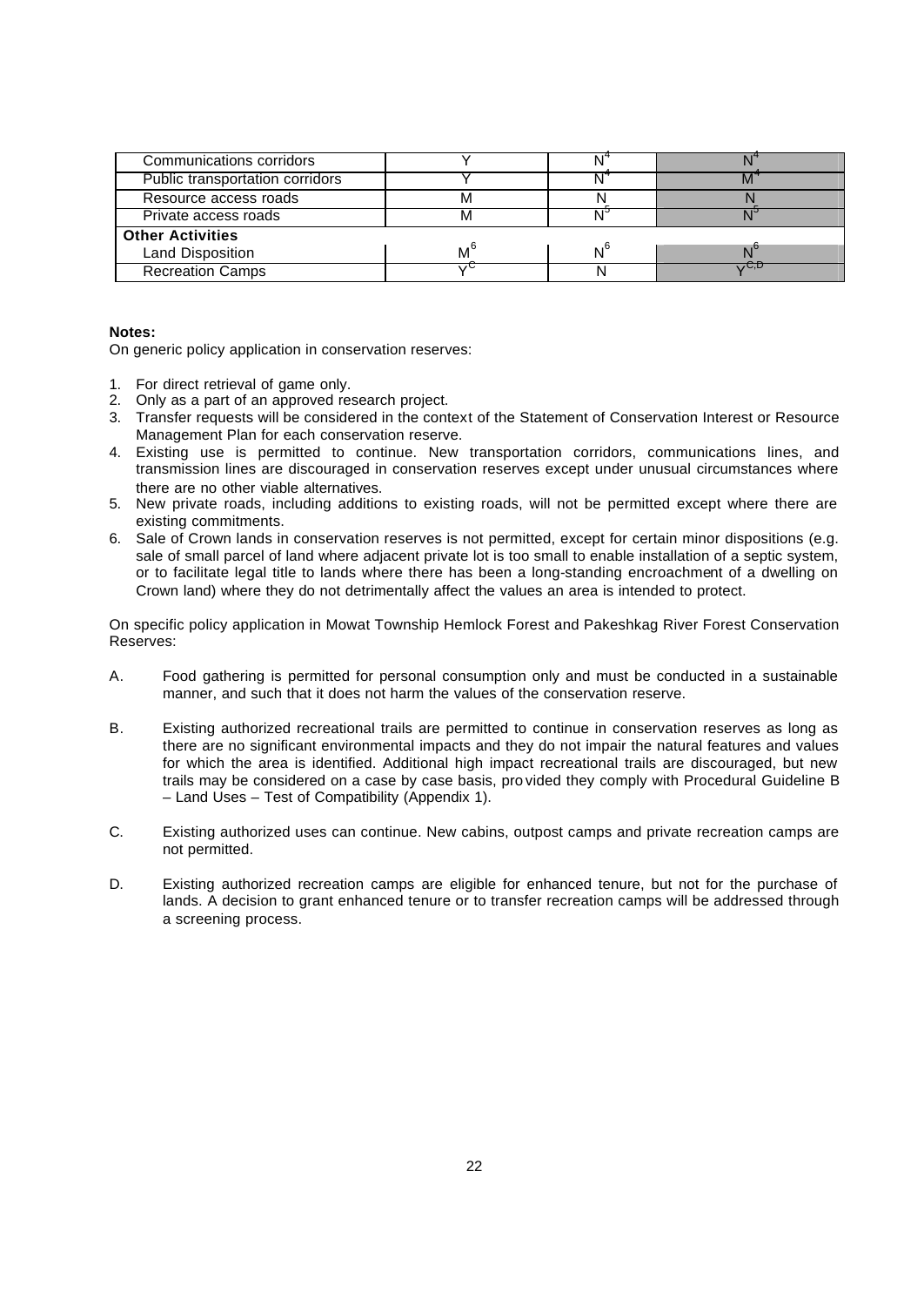| | | | |
|---|---|---|---|
| Communications corridors | Y | N[4] | N[4] |
| Public transportation corridors | Y | N[4] | M[4] |
| Resource access roads | M | N | N |
| Private access roads | M | N[5] | N[5] |
| **Other Activities** | | | |
| Land Disposition | M[6] | N[6] | N[6] |
| Recreation Camps | Y[C] | N | Y[C,D] |

**Notes:**

On generic policy application in conservation reserves:

1. For direct retrieval of game only.
2. Only as a part of an approved research project.
3. Transfer requests will be considered in the context of the Statement of Conservation Interest or Resource Management Plan for each conservation reserve.
4. Existing use is permitted to continue. New transportation corridors, communications lines, and transmission lines are discouraged in conservation reserves except under unusual circumstances where there are no other viable alternatives.
5. New private roads, including additions to existing roads, will not be permitted except where there are existing commitments.
6. Sale of Crown lands in conservation reserves is not permitted, except for certain minor dispositions (e.g. sale of small parcel of land where adjacent private lot is too small to enable installation of a septic system, or to facilitate legal title to lands where there has been a long-standing encroachment of a dwelling on Crown land) where they do not detrimentally affect the values an area is intended to protect.

On specific policy application in Mowat Township Hemlock Forest and Pakeshkag River Forest Conservation Reserves:

A. Food gathering is permitted for personal consumption only and must be conducted in a sustainable manner, and such that it does not harm the values of the conservation reserve.

B. Existing authorized recreational trails are permitted to continue in conservation reserves as long as there are no significant environmental impacts and they do not impair the natural features and values for which the area is identified. Additional high impact recreational trails are discouraged, but new trails may be considered on a case by case basis, provided they comply with Procedural Guideline B – Land Uses – Test of Compatibility (Appendix 1).

C. Existing authorized uses can continue. New cabins, outpost camps and private recreation camps are not permitted.

D. Existing authorized recreation camps are eligible for enhanced tenure, but not for the purchase of lands. A decision to grant enhanced tenure or to transfer recreation camps will be addressed through a screening process.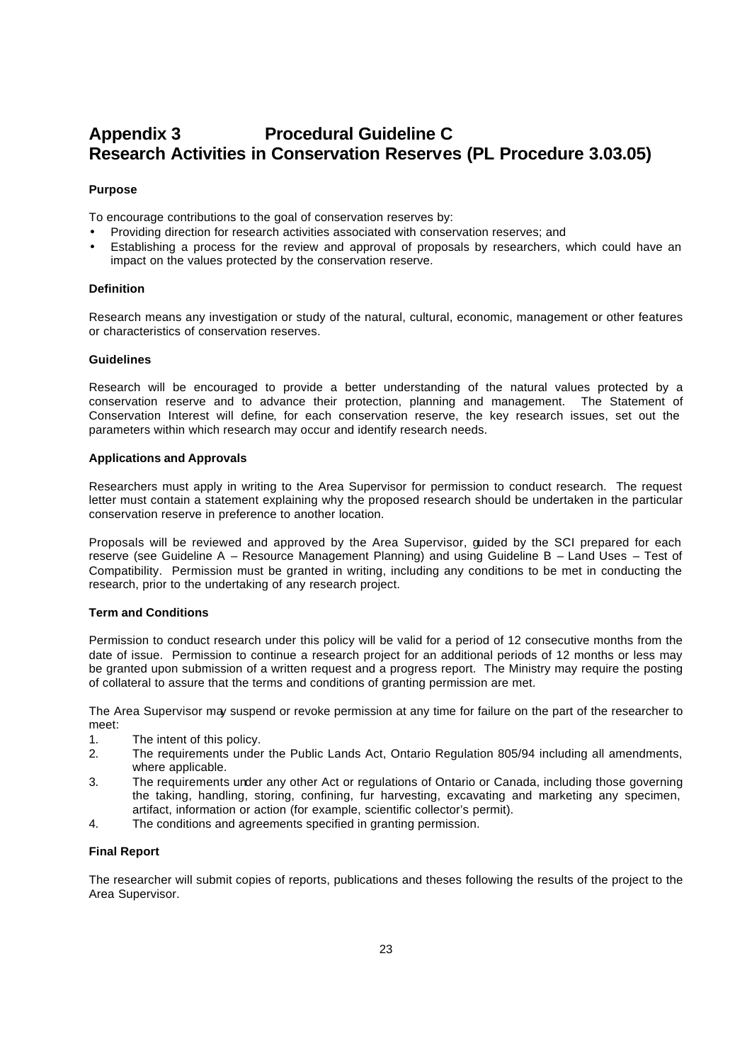# Appendix 3 Procedural Guideline C
# Research Activities in Conservation Reserves (PL Procedure 3.03.05)

**Purpose**

To encourage contributions to the goal of conservation reserves by:

- Providing direction for research activities associated with conservation reserves; and
- Establishing a process for the review and approval of proposals by researchers, which could have an impact on the values protected by the conservation reserve.

**Definition**

Research means any investigation or study of the natural, cultural, economic, management or other features or characteristics of conservation reserves.

**Guidelines**

Research will be encouraged to provide a better understanding of the natural values protected by a conservation reserve and to advance their protection, planning and management. The Statement of Conservation Interest will define, for each conservation reserve, the key research issues, set out the parameters within which research may occur and identify research needs.

**Applications and Approvals**

Researchers must apply in writing to the Area Supervisor for permission to conduct research. The request letter must contain a statement explaining why the proposed research should be undertaken in the particular conservation reserve in preference to another location.

Proposals will be reviewed and approved by the Area Supervisor, guided by the SCI prepared for each reserve (see Guideline A – Resource Management Planning) and using Guideline B – Land Uses – Test of Compatibility. Permission must be granted in writing, including any conditions to be met in conducting the research, prior to the undertaking of any research project.

**Term and Conditions**

Permission to conduct research under this policy will be valid for a period of 12 consecutive months from the date of issue. Permission to continue a research project for an additional periods of 12 months or less may be granted upon submission of a written request and a progress report. The Ministry may require the posting of collateral to assure that the terms and conditions of granting permission are met.

The Area Supervisor may suspend or revoke permission at any time for failure on the part of the researcher to meet:

1. The intent of this policy.
2. The requirements under the Public Lands Act, Ontario Regulation 805/94 including all amendments, where applicable.
3. The requirements under any other Act or regulations of Ontario or Canada, including those governing the taking, handling, storing, confining, fur harvesting, excavating and marketing any specimen, artifact, information or action (for example, scientific collector's permit).
4. The conditions and agreements specified in granting permission.

**Final Report**

The researcher will submit copies of reports, publications and theses following the results of the project to the Area Supervisor.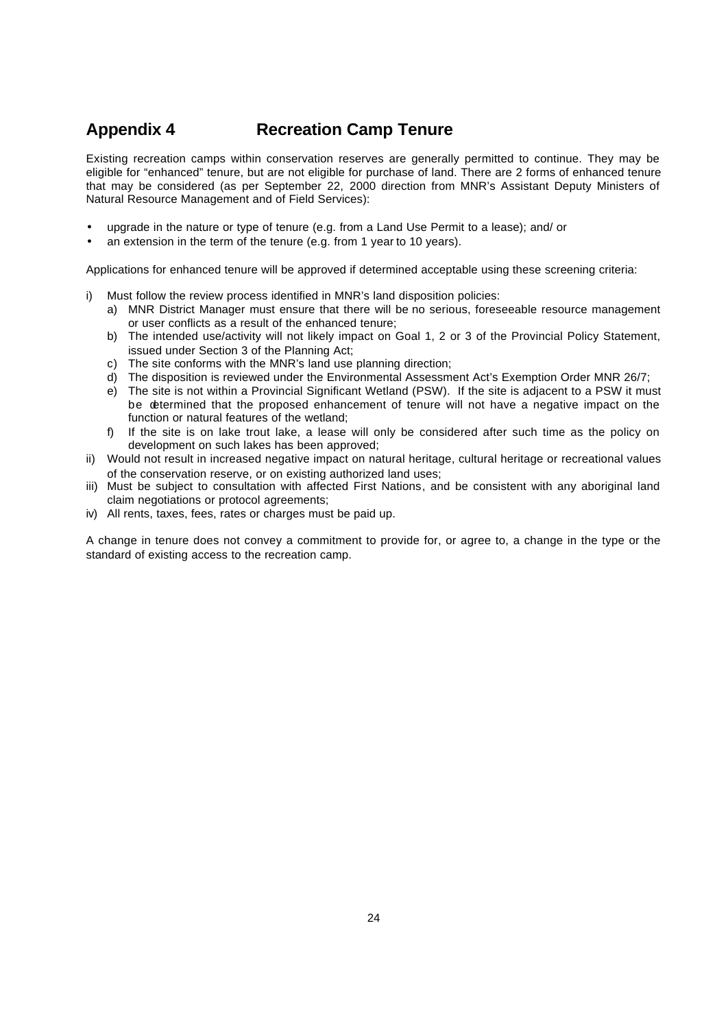## Appendix 4 Recreation Camp Tenure

Existing recreation camps within conservation reserves are generally permitted to continue. They may be eligible for "enhanced" tenure, but are not eligible for purchase of land. There are 2 forms of enhanced tenure that may be considered (as per September 22, 2000 direction from MNR's Assistant Deputy Ministers of Natural Resource Management and of Field Services):

- upgrade in the nature or type of tenure (e.g. from a Land Use Permit to a lease); and/ or
- an extension in the term of the tenure (e.g. from 1 year to 10 years).

Applications for enhanced tenure will be approved if determined acceptable using these screening criteria:

i) Must follow the review process identified in MNR's land disposition policies:
   a) MNR District Manager must ensure that there will be no serious, foreseeable resource management or user conflicts as a result of the enhanced tenure;
   b) The intended use/activity will not likely impact on Goal 1, 2 or 3 of the Provincial Policy Statement, issued under Section 3 of the Planning Act;
   c) The site conforms with the MNR's land use planning direction;
   d) The disposition is reviewed under the Environmental Assessment Act's Exemption Order MNR 26/7;
   e) The site is not within a Provincial Significant Wetland (PSW). If the site is adjacent to a PSW it must be determined that the proposed enhancement of tenure will not have a negative impact on the function or natural features of the wetland;
   f) If the site is on lake trout lake, a lease will only be considered after such time as the policy on development on such lakes has been approved;

ii) Would not result in increased negative impact on natural heritage, cultural heritage or recreational values of the conservation reserve, or on existing authorized land uses;

iii) Must be subject to consultation with affected First Nations, and be consistent with any aboriginal land claim negotiations or protocol agreements;

iv) All rents, taxes, fees, rates or charges must be paid up.

A change in tenure does not convey a commitment to provide for, or agree to, a change in the type or the standard of existing access to the recreation camp.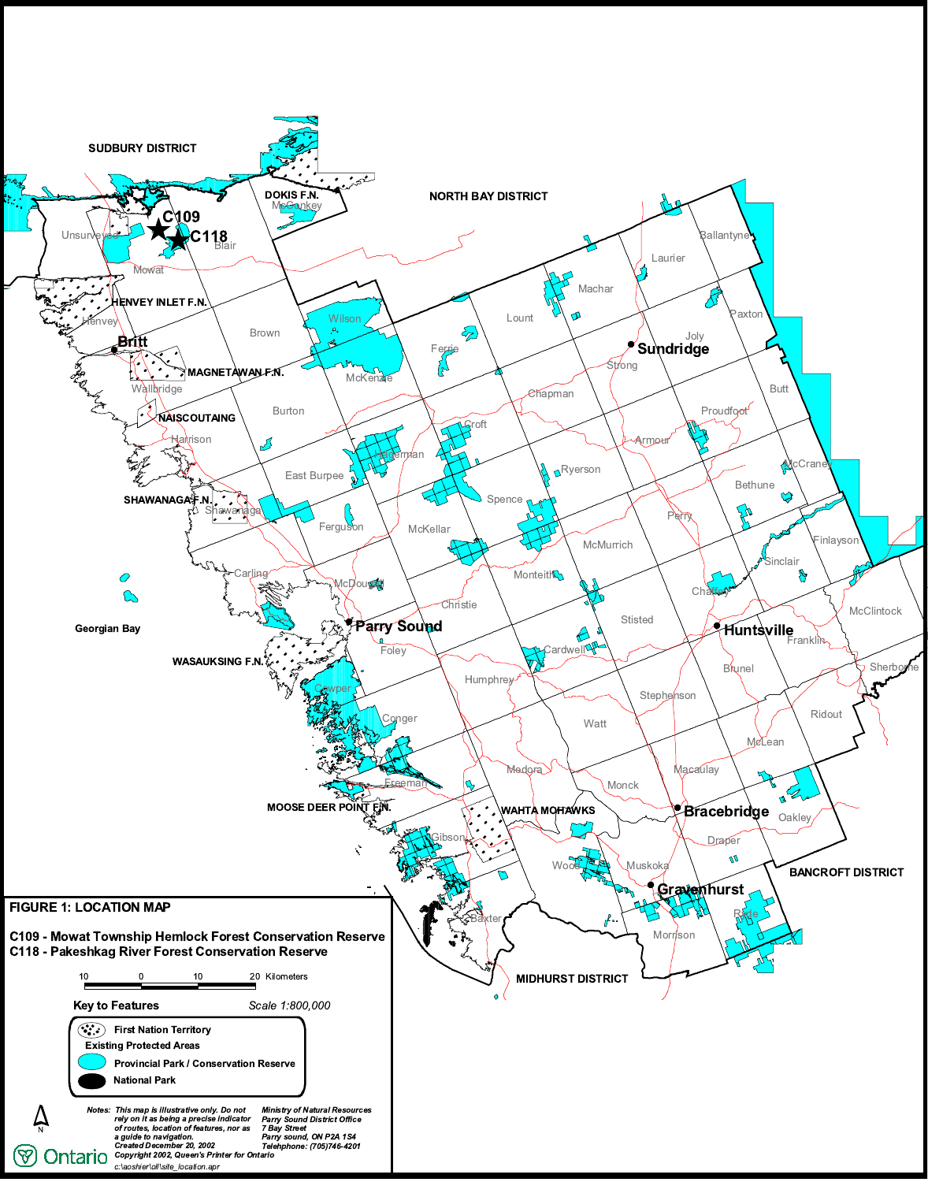## FIGURE 1: LOCATION MAP

**C109 - Mowat Township Hemlock Forest Conservation Reserve**
**C118 - Pakeshkag River Forest Conservation Reserve**

Scale 1:800,000

10 0 10 20 Kilometers

**Key to Features**

- First Nation Territory
- Existing Protected Areas
  - Provincial Park / Conservation Reserve
  - National Park

*Notes: This map is illustrative only. Do not rely on it as being a precise indicator of routes, location of features, nor as a guide to navigation.*
*Created December 20, 2002*
*Copyright 2002, Queen's Printer for Ontario*
*c:\aoshier\oll\site_location.apr*

*Ministry of Natural Resources*
*Parry Sound District Office*
*7 Bay Street*
*Parry sound, ON P2A 1S4*
*Telephone: (705)746-4201*

Ontario

SUDBURY DISTRICT, NORTH BAY DISTRICT, BANCROFT DISTRICT, MIDHURST DISTRICT, Georgian Bay, DOKIS F.N., HENVEY INLET F.N., MAGNETAWAN F.N., NAISCOUTAING, SHAWANAGA F.N., WASAUKSING F.N., MOOSE DEER POINT F.N., WAHTA MOHAWKS, Britt, Parry Sound, Sundridge, Huntsville, Bracebridge, Gravenhurst, Unsurveyed, Mowat, Blair, McConkey, Henvey, Wallbridge, Brown, Wilson, McKenzie, Ferrie, Lount, Machar, Laurier, Ballantyne, Paxton, Joly, Strong, Chapman, Croft, Burton, Harrison, East Burpee, Hagerman, Ryerson, Armour, Proudfoot, Butt, McCraney, Bethune, Spence, Shawanaga, Ferguson, McKellar, Perry, McMurrich, Finlayson, Sinclair, Carling, McDougall, Monteith, Christie, Chaffey, Stisted, Foley, Cardwell, Franklin, McClintock, Humphrey, Brunel, Sherborne, Cowper, Stephenson, Conger, Watt, Ridout, McLean, Freeman, Medora, Monck, Macaulay, Oakley, Gibson, Draper, Wood, Muskoka, Baxter, Ryde, Morrison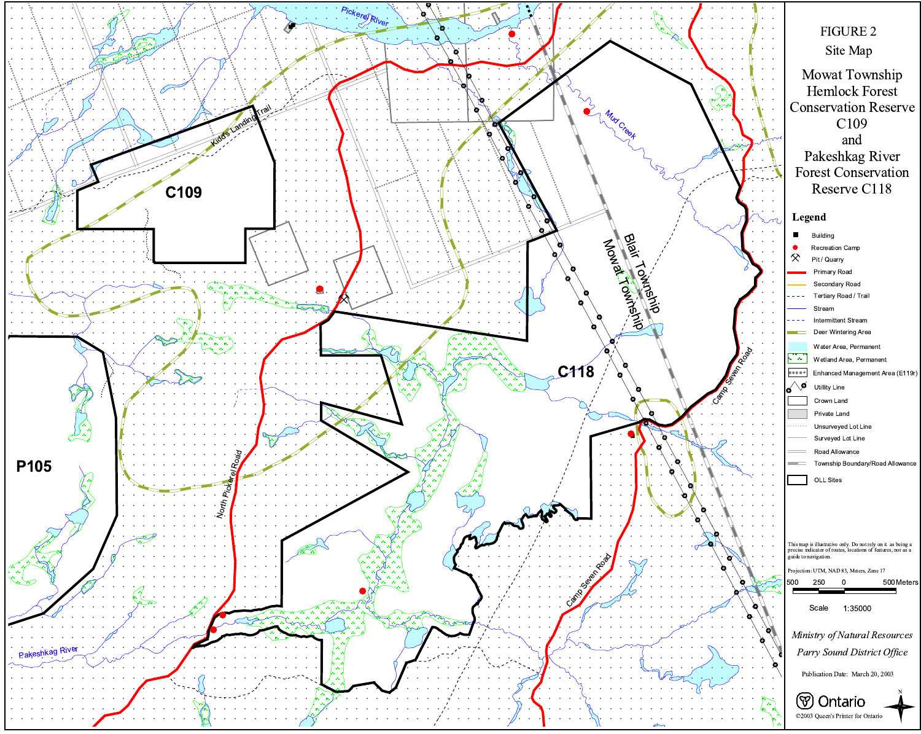FIGURE 2
Site Map

Mowat Township Hemlock Forest Conservation Reserve C109 and Pakeshkag River Forest Conservation Reserve C118

C109

C118

P105

Pickerel River

Kidd's Landing Trail

Mud Creek

Blair Township

Mowat Township

North Pickerel Road

Camp Seven Road

Camp Seven Road

Pakeshkag River

**Legend**

- Building
- Recreation Camp
- Pit / Quarry
- Primary Road
- Secondary Road
- Tertiary Road / Trail
- Stream
- Intermittent Stream
- Deer Wintering Area
- Water Area, Permanent
- Wetland Area, Permanent
- Enhanced Management Area (E119r)
- Utility Line
- Crown Land
- Private Land
- Unsurveyed Lot Line
- Surveyed Lot Line
- Road Allowance
- Township Boundary/Road Allowance
- OLL Sites

This map is illustrative only. Do not rely on it as being a precise indicator of routes, locations of features, nor as a guide to navigation.

Projection: UTM, NAD 83, Meters, Zone 17

500 250 0 500 Meters

Scale 1:35000

*Ministry of Natural Resources*
*Parry Sound District Office*

Publication Date: March 20, 2003

Ontario

©2003 Queen's Printer for Ontario